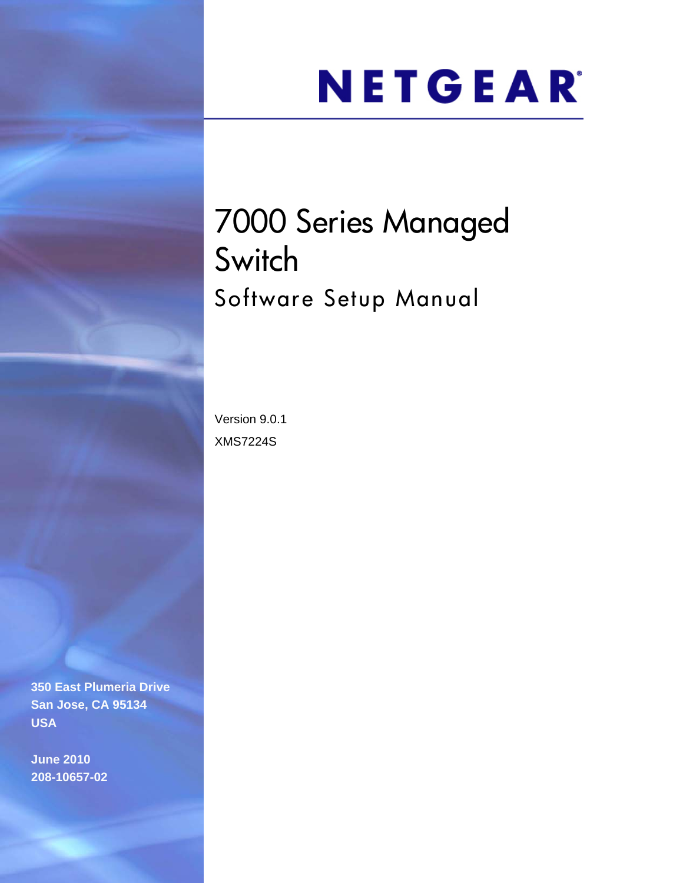NETGEAR

# 7000 Series Managed Switch

## Software Setup Manual

Version 9.0.1

XMS7224S

350 East Plumeria Drive
San Jose, CA 95134
USA

June 2010
208-10657-02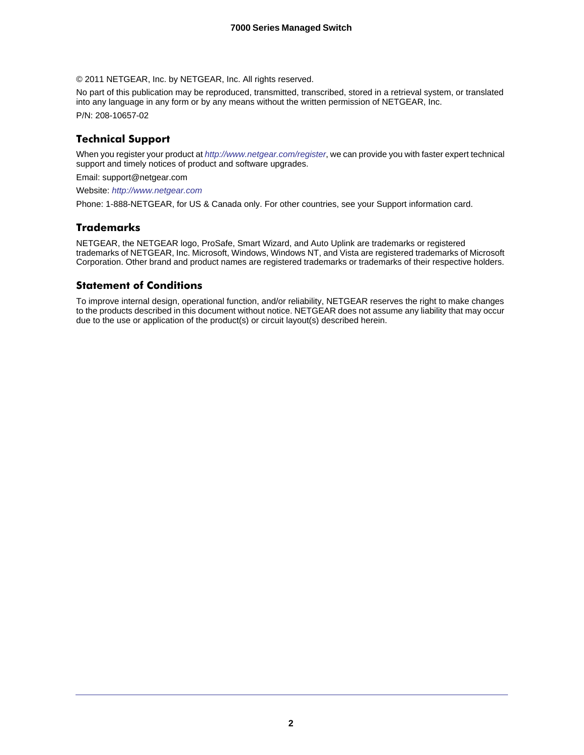© 2011 NETGEAR, Inc. by NETGEAR, Inc. All rights reserved.

No part of this publication may be reproduced, transmitted, transcribed, stored in a retrieval system, or translated into any language in any form or by any means without the written permission of NETGEAR, Inc.

P/N: 208-10657-02

## Technical Support

When you register your product at *http://www.netgear.com/register*, we can provide you with faster expert technical support and timely notices of product and software upgrades.

Email: support@netgear.com

Website: *http://www.netgear.com*

Phone: 1-888-NETGEAR, for US & Canada only. For other countries, see your Support information card.

## Trademarks

NETGEAR, the NETGEAR logo, ProSafe, Smart Wizard, and Auto Uplink are trademarks or registered trademarks of NETGEAR, Inc. Microsoft, Windows, Windows NT, and Vista are registered trademarks of Microsoft Corporation. Other brand and product names are registered trademarks or trademarks of their respective holders.

## Statement of Conditions

To improve internal design, operational function, and/or reliability, NETGEAR reserves the right to make changes to the products described in this document without notice. NETGEAR does not assume any liability that may occur due to the use or application of the product(s) or circuit layout(s) described herein.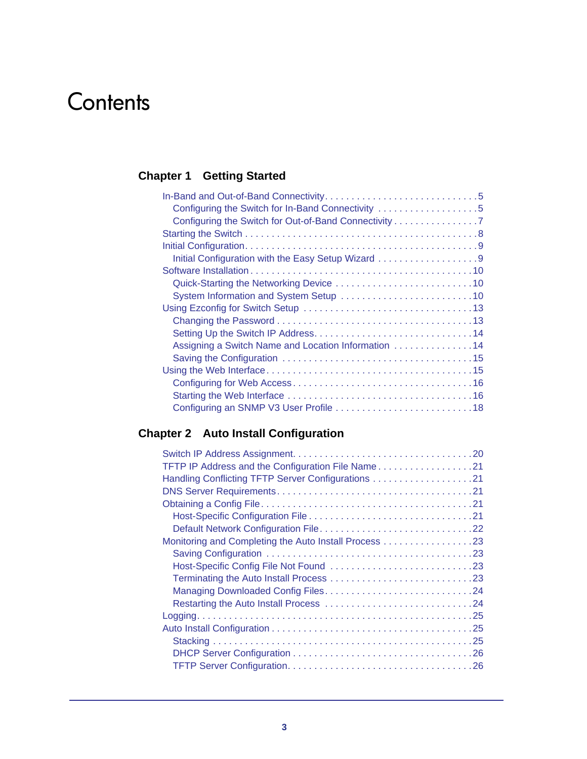# Contents

## Chapter 1 Getting Started

- In-Band and Out-of-Band Connectivity. . . . . . . . . . . . . . . . . . . . . . . . . . . . 5
  - Configuring the Switch for In-Band Connectivity . . . . . . . . . . . . . . . . . . . 5
  - Configuring the Switch for Out-of-Band Connectivity . . . . . . . . . . . . . . . . 7
- Starting the Switch . . . . . . . . . . . . . . . . . . . . . . . . . . . . . . . . . . . . . . . . . 8
- Initial Configuration. . . . . . . . . . . . . . . . . . . . . . . . . . . . . . . . . . . . . . . . . 9
  - Initial Configuration with the Easy Setup Wizard . . . . . . . . . . . . . . . . . . 9
- Software Installation. . . . . . . . . . . . . . . . . . . . . . . . . . . . . . . . . . . . . . . 10
  - Quick-Starting the Networking Device . . . . . . . . . . . . . . . . . . . . . . . . . 10
  - System Information and System Setup . . . . . . . . . . . . . . . . . . . . . . . . 10
- Using Ezconfig for Switch Setup . . . . . . . . . . . . . . . . . . . . . . . . . . . . . . 13
  - Changing the Password . . . . . . . . . . . . . . . . . . . . . . . . . . . . . . . . . . . 13
  - Setting Up the Switch IP Address. . . . . . . . . . . . . . . . . . . . . . . . . . . . . 14
  - Assigning a Switch Name and Location Information . . . . . . . . . . . . . . . 14
  - Saving the Configuration . . . . . . . . . . . . . . . . . . . . . . . . . . . . . . . . . . 15
- Using the Web Interface. . . . . . . . . . . . . . . . . . . . . . . . . . . . . . . . . . . . . 15
  - Configuring for Web Access. . . . . . . . . . . . . . . . . . . . . . . . . . . . . . . . . 16
  - Starting the Web Interface . . . . . . . . . . . . . . . . . . . . . . . . . . . . . . . . . 16
  - Configuring an SNMP V3 User Profile . . . . . . . . . . . . . . . . . . . . . . . . . 18

## Chapter 2 Auto Install Configuration

- Switch IP Address Assignment. . . . . . . . . . . . . . . . . . . . . . . . . . . . . . . . 20
- TFTP IP Address and the Configuration File Name . . . . . . . . . . . . . . . . . . 21
- Handling Conflicting TFTP Server Configurations . . . . . . . . . . . . . . . . . . . 21
- DNS Server Requirements. . . . . . . . . . . . . . . . . . . . . . . . . . . . . . . . . . . 21
- Obtaining a Config File. . . . . . . . . . . . . . . . . . . . . . . . . . . . . . . . . . . . . 21
  - Host-Specific Configuration File . . . . . . . . . . . . . . . . . . . . . . . . . . . . . 21
  - Default Network Configuration File. . . . . . . . . . . . . . . . . . . . . . . . . . . . 22
- Monitoring and Completing the Auto Install Process . . . . . . . . . . . . . . . . . 23
  - Saving Configuration . . . . . . . . . . . . . . . . . . . . . . . . . . . . . . . . . . . . . 23
  - Host-Specific Config File Not Found . . . . . . . . . . . . . . . . . . . . . . . . . . 23
  - Terminating the Auto Install Process . . . . . . . . . . . . . . . . . . . . . . . . . . 23
  - Managing Downloaded Config Files. . . . . . . . . . . . . . . . . . . . . . . . . . . 24
  - Restarting the Auto Install Process . . . . . . . . . . . . . . . . . . . . . . . . . . . 24
- Logging. . . . . . . . . . . . . . . . . . . . . . . . . . . . . . . . . . . . . . . . . . . . . . . 25
- Auto Install Configuration . . . . . . . . . . . . . . . . . . . . . . . . . . . . . . . . . . . 25
  - Stacking . . . . . . . . . . . . . . . . . . . . . . . . . . . . . . . . . . . . . . . . . . . . . 25
  - DHCP Server Configuration . . . . . . . . . . . . . . . . . . . . . . . . . . . . . . . . 26
  - TFTP Server Configuration. . . . . . . . . . . . . . . . . . . . . . . . . . . . . . . . . 26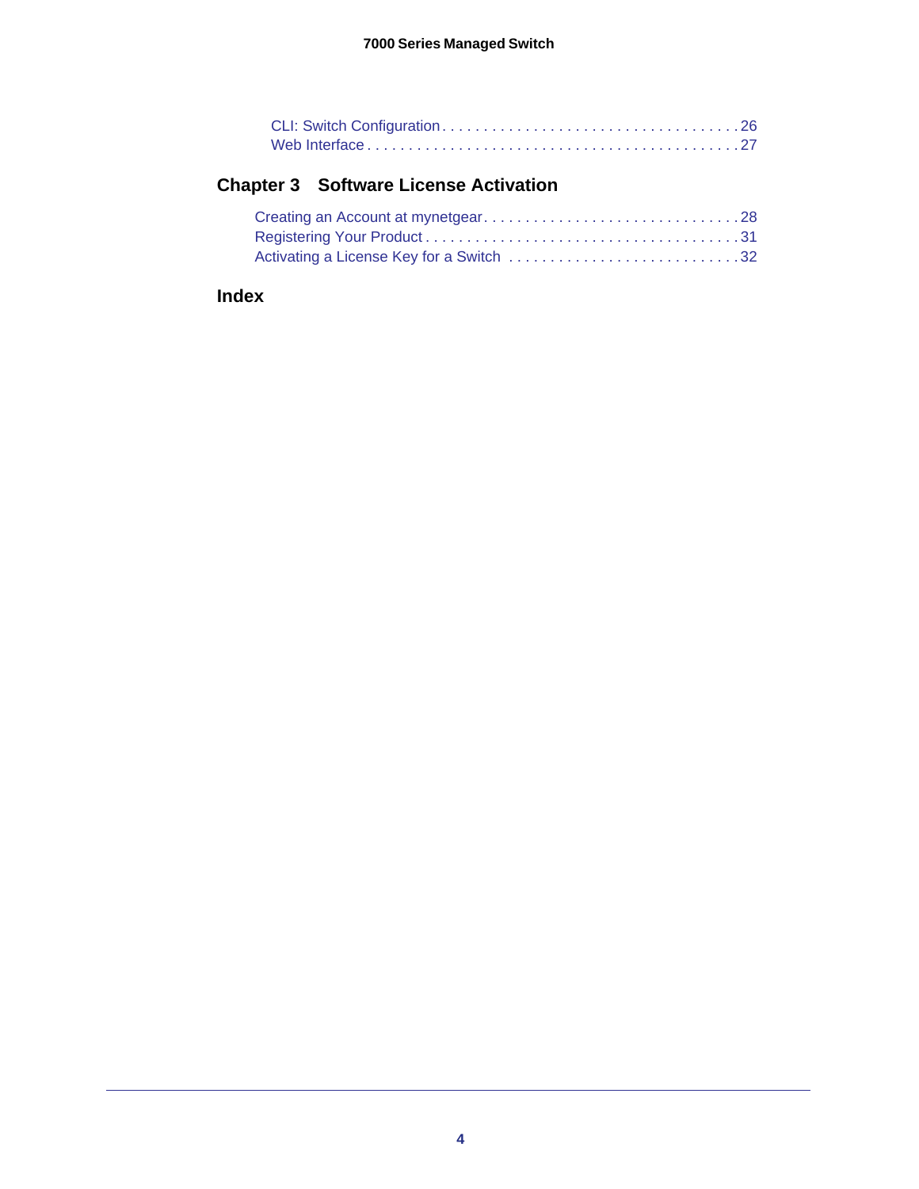CLI: Switch Configuration . . . . . . . . . . . . . . . . . . . . . . . . . . . . . . . . . . . . 26
Web Interface . . . . . . . . . . . . . . . . . . . . . . . . . . . . . . . . . . . . . . . . . . . . . 27

## Chapter 3 Software License Activation

Creating an Account at mynetgear. . . . . . . . . . . . . . . . . . . . . . . . . . . . . . . 28
Registering Your Product . . . . . . . . . . . . . . . . . . . . . . . . . . . . . . . . . . . . . 31
Activating a License Key for a Switch . . . . . . . . . . . . . . . . . . . . . . . . . . . . 32

## Index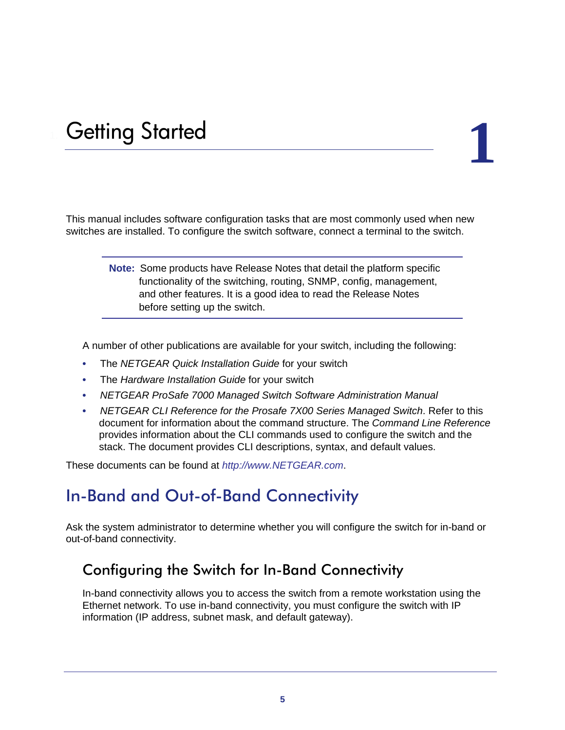# 1 Getting Started

This manual includes software configuration tasks that are most commonly used when new switches are installed. To configure the switch software, connect a terminal to the switch.

> **Note:** Some products have Release Notes that detail the platform specific functionality of the switching, routing, SNMP, config, management, and other features. It is a good idea to read the Release Notes before setting up the switch.

A number of other publications are available for your switch, including the following:

- The *NETGEAR Quick Installation Guide* for your switch
- The *Hardware Installation Guide* for your switch
- *NETGEAR ProSafe 7000 Managed Switch Software Administration Manual*
- *NETGEAR CLI Reference for the Prosafe 7X00 Series Managed Switch*. Refer to this document for information about the command structure. The *Command Line Reference* provides information about the CLI commands used to configure the switch and the stack. The document provides CLI descriptions, syntax, and default values.

These documents can be found at *http://www.NETGEAR.com*.

## In-Band and Out-of-Band Connectivity

Ask the system administrator to determine whether you will configure the switch for in-band or out-of-band connectivity.

### Configuring the Switch for In-Band Connectivity

In-band connectivity allows you to access the switch from a remote workstation using the Ethernet network. To use in-band connectivity, you must configure the switch with IP information (IP address, subnet mask, and default gateway).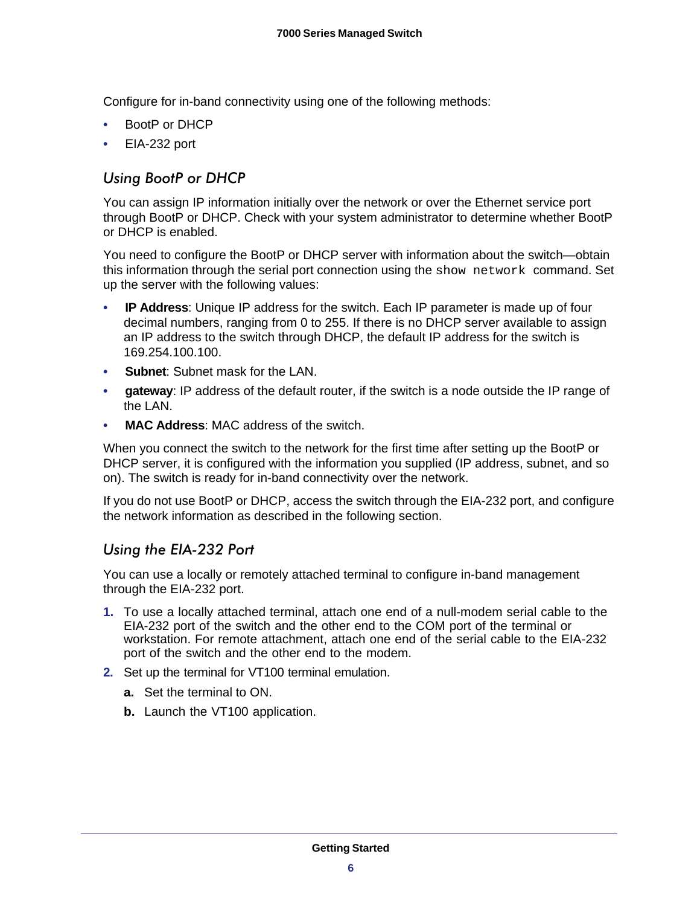Configure for in-band connectivity using one of the following methods:

- BootP or DHCP
- EIA-232 port

### Using BootP or DHCP

You can assign IP information initially over the network or over the Ethernet service port through BootP or DHCP. Check with your system administrator to determine whether BootP or DHCP is enabled.

You need to configure the BootP or DHCP server with information about the switch—obtain this information through the serial port connection using the `show network` command. Set up the server with the following values:

- **IP Address**: Unique IP address for the switch. Each IP parameter is made up of four decimal numbers, ranging from 0 to 255. If there is no DHCP server available to assign an IP address to the switch through DHCP, the default IP address for the switch is 169.254.100.100.
- **Subnet**: Subnet mask for the LAN.
- **gateway**: IP address of the default router, if the switch is a node outside the IP range of the LAN.
- **MAC Address**: MAC address of the switch.

When you connect the switch to the network for the first time after setting up the BootP or DHCP server, it is configured with the information you supplied (IP address, subnet, and so on). The switch is ready for in-band connectivity over the network.

If you do not use BootP or DHCP, access the switch through the EIA-232 port, and configure the network information as described in the following section.

### Using the EIA-232 Port

You can use a locally or remotely attached terminal to configure in-band management through the EIA-232 port.

1. To use a locally attached terminal, attach one end of a null-modem serial cable to the EIA-232 port of the switch and the other end to the COM port of the terminal or workstation. For remote attachment, attach one end of the serial cable to the EIA-232 port of the switch and the other end to the modem.
2. Set up the terminal for VT100 terminal emulation.
   a. Set the terminal to ON.
   b. Launch the VT100 application.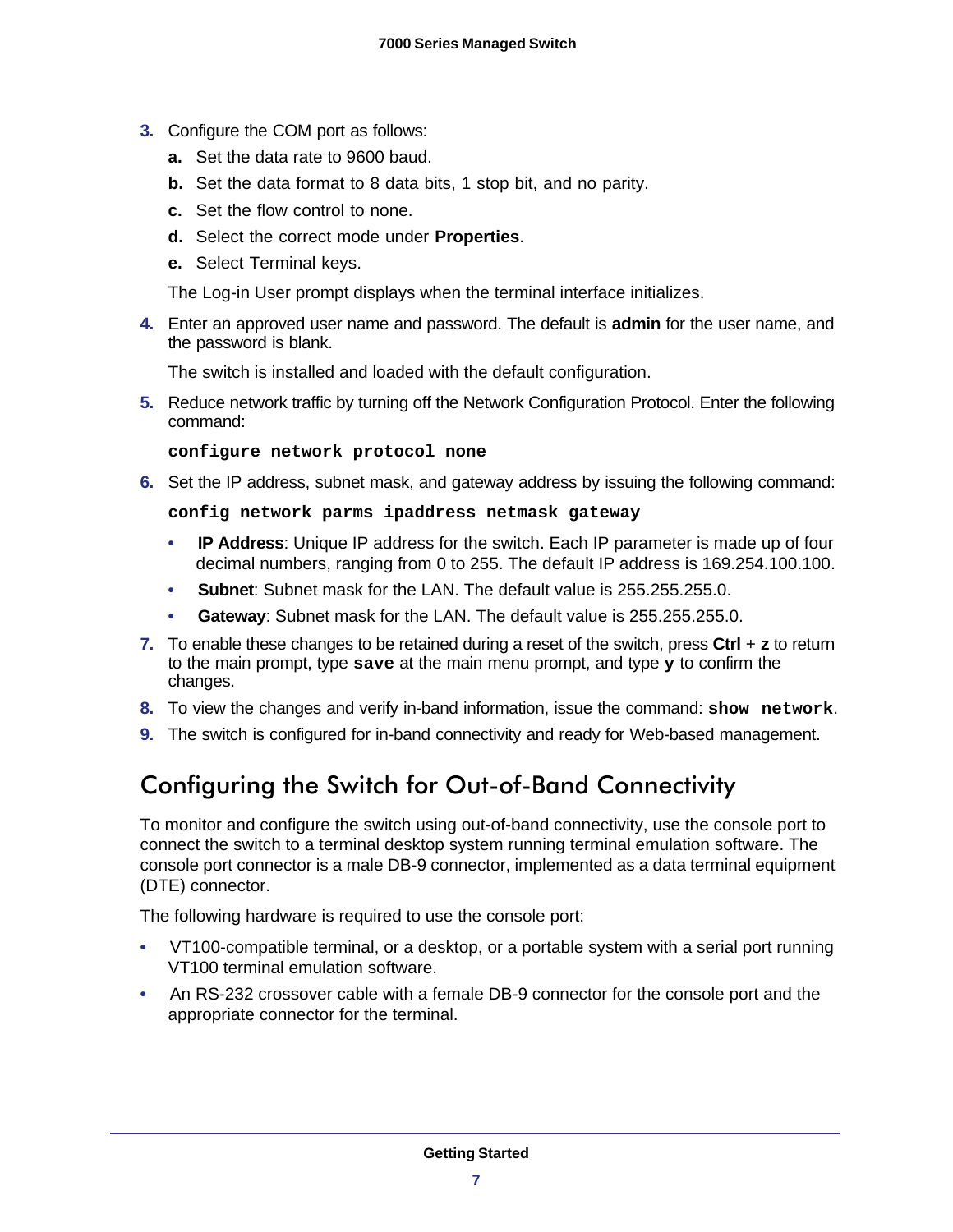3. Configure the COM port as follows:
   a. Set the data rate to 9600 baud.
   b. Set the data format to 8 data bits, 1 stop bit, and no parity.
   c. Set the flow control to none.
   d. Select the correct mode under **Properties**.
   e. Select Terminal keys.

   The Log-in User prompt displays when the terminal interface initializes.

4. Enter an approved user name and password. The default is **admin** for the user name, and the password is blank.

   The switch is installed and loaded with the default configuration.

5. Reduce network traffic by turning off the Network Configuration Protocol. Enter the following command:

   ```
   configure network protocol none
   ```

6. Set the IP address, subnet mask, and gateway address by issuing the following command:

   ```
   config network parms ipaddress netmask gateway
   ```

   - **IP Address**: Unique IP address for the switch. Each IP parameter is made up of four decimal numbers, ranging from 0 to 255. The default IP address is 169.254.100.100.
   - **Subnet**: Subnet mask for the LAN. The default value is 255.255.255.0.
   - **Gateway**: Subnet mask for the LAN. The default value is 255.255.255.0.

7. To enable these changes to be retained during a reset of the switch, press **Ctrl** + **z** to return to the main prompt, type **save** at the main menu prompt, and type **y** to confirm the changes.
8. To view the changes and verify in-band information, issue the command: **show network**.
9. The switch is configured for in-band connectivity and ready for Web-based management.

## Configuring the Switch for Out-of-Band Connectivity

To monitor and configure the switch using out-of-band connectivity, use the console port to connect the switch to a terminal desktop system running terminal emulation software. The console port connector is a male DB-9 connector, implemented as a data terminal equipment (DTE) connector.

The following hardware is required to use the console port:

- VT100-compatible terminal, or a desktop, or a portable system with a serial port running VT100 terminal emulation software.
- An RS-232 crossover cable with a female DB-9 connector for the console port and the appropriate connector for the terminal.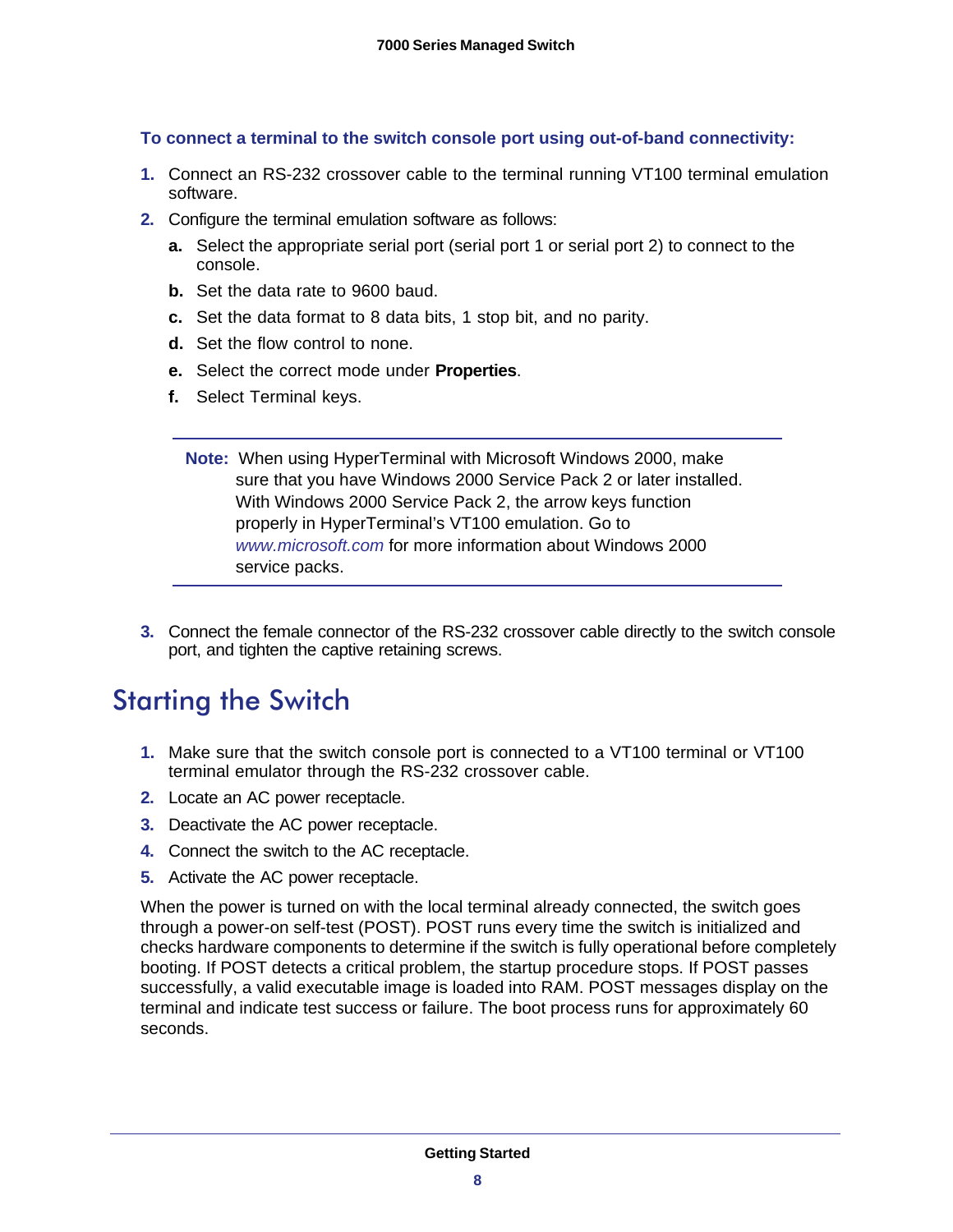**To connect a terminal to the switch console port using out-of-band connectivity:**

1. Connect an RS-232 crossover cable to the terminal running VT100 terminal emulation software.
2. Configure the terminal emulation software as follows:
   a. Select the appropriate serial port (serial port 1 or serial port 2) to connect to the console.
   b. Set the data rate to 9600 baud.
   c. Set the data format to 8 data bits, 1 stop bit, and no parity.
   d. Set the flow control to none.
   e. Select the correct mode under **Properties**.
   f. Select Terminal keys.

> **Note:** When using HyperTerminal with Microsoft Windows 2000, make sure that you have Windows 2000 Service Pack 2 or later installed. With Windows 2000 Service Pack 2, the arrow keys function properly in HyperTerminal's VT100 emulation. Go to *www.microsoft.com* for more information about Windows 2000 service packs.

3. Connect the female connector of the RS-232 crossover cable directly to the switch console port, and tighten the captive retaining screws.

## Starting the Switch

1. Make sure that the switch console port is connected to a VT100 terminal or VT100 terminal emulator through the RS-232 crossover cable.
2. Locate an AC power receptacle.
3. Deactivate the AC power receptacle.
4. Connect the switch to the AC receptacle.
5. Activate the AC power receptacle.

When the power is turned on with the local terminal already connected, the switch goes through a power-on self-test (POST). POST runs every time the switch is initialized and checks hardware components to determine if the switch is fully operational before completely booting. If POST detects a critical problem, the startup procedure stops. If POST passes successfully, a valid executable image is loaded into RAM. POST messages display on the terminal and indicate test success or failure. The boot process runs for approximately 60 seconds.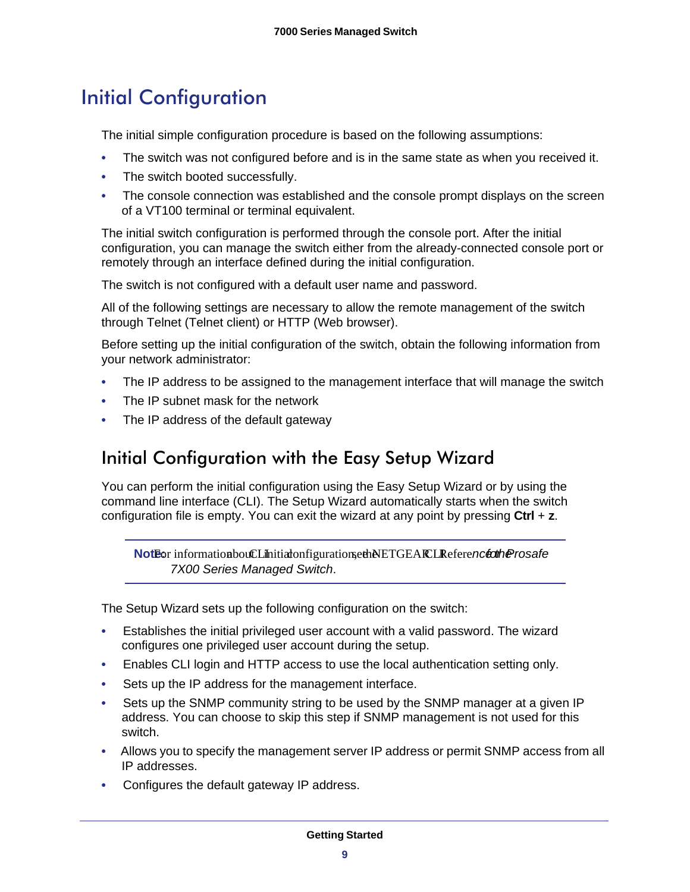# Initial Configuration

The initial simple configuration procedure is based on the following assumptions:

- The switch was not configured before and is in the same state as when you received it.
- The switch booted successfully.
- The console connection was established and the console prompt displays on the screen of a VT100 terminal or terminal equivalent.

The initial switch configuration is performed through the console port. After the initial configuration, you can manage the switch either from the already-connected console port or remotely through an interface defined during the initial configuration.

The switch is not configured with a default user name and password.

All of the following settings are necessary to allow the remote management of the switch through Telnet (Telnet client) or HTTP (Web browser).

Before setting up the initial configuration of the switch, obtain the following information from your network administrator:

- The IP address to be assigned to the management interface that will manage the switch
- The IP subnet mask for the network
- The IP address of the default gateway

## Initial Configuration with the Easy Setup Wizard

You can perform the initial configuration using the Easy Setup Wizard or by using the command line interface (CLI). The Setup Wizard automatically starts when the switch configuration file is empty. You can exit the wizard at any point by pressing **Ctrl** + **z**.

> **Note:** For information about CLI initial configuration, see the NETGEAR CLI Reference for the *Prosafe 7X00 Series Managed Switch*.

The Setup Wizard sets up the following configuration on the switch:

- Establishes the initial privileged user account with a valid password. The wizard configures one privileged user account during the setup.
- Enables CLI login and HTTP access to use the local authentication setting only.
- Sets up the IP address for the management interface.
- Sets up the SNMP community string to be used by the SNMP manager at a given IP address. You can choose to skip this step if SNMP management is not used for this switch.
- Allows you to specify the management server IP address or permit SNMP access from all IP addresses.
- Configures the default gateway IP address.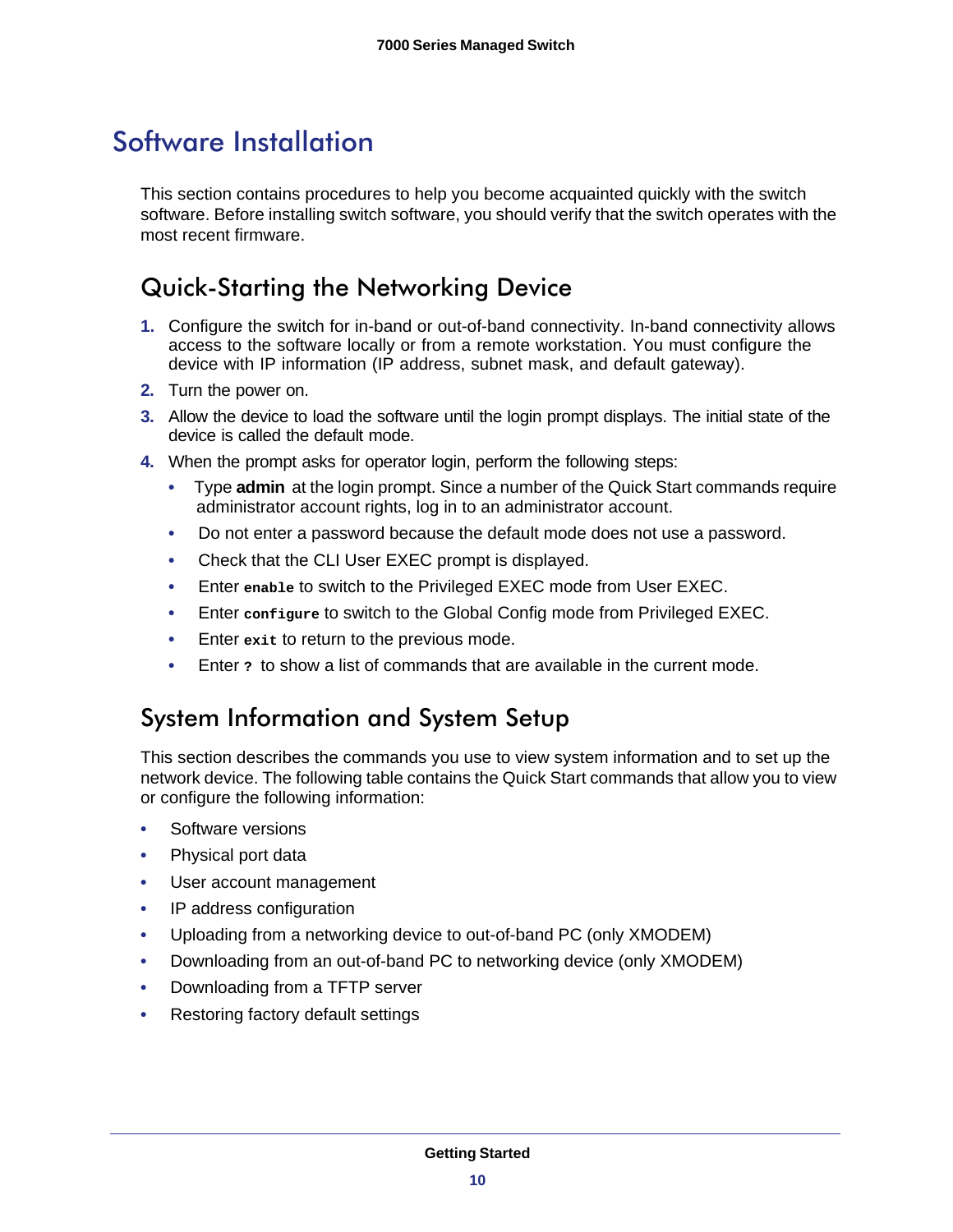# Software Installation

This section contains procedures to help you become acquainted quickly with the switch software. Before installing switch software, you should verify that the switch operates with the most recent firmware.

## Quick-Starting the Networking Device

1. Configure the switch for in-band or out-of-band connectivity. In-band connectivity allows access to the software locally or from a remote workstation. You must configure the device with IP information (IP address, subnet mask, and default gateway).
2. Turn the power on.
3. Allow the device to load the software until the login prompt displays. The initial state of the device is called the default mode.
4. When the prompt asks for operator login, perform the following steps:
   - Type **admin** at the login prompt. Since a number of the Quick Start commands require administrator account rights, log in to an administrator account.
   - Do not enter a password because the default mode does not use a password.
   - Check that the CLI User EXEC prompt is displayed.
   - Enter `enable` to switch to the Privileged EXEC mode from User EXEC.
   - Enter `configure` to switch to the Global Config mode from Privileged EXEC.
   - Enter `exit` to return to the previous mode.
   - Enter `?` to show a list of commands that are available in the current mode.

## System Information and System Setup

This section describes the commands you use to view system information and to set up the network device. The following table contains the Quick Start commands that allow you to view or configure the following information:

- Software versions
- Physical port data
- User account management
- IP address configuration
- Uploading from a networking device to out-of-band PC (only XMODEM)
- Downloading from an out-of-band PC to networking device (only XMODEM)
- Downloading from a TFTP server
- Restoring factory default settings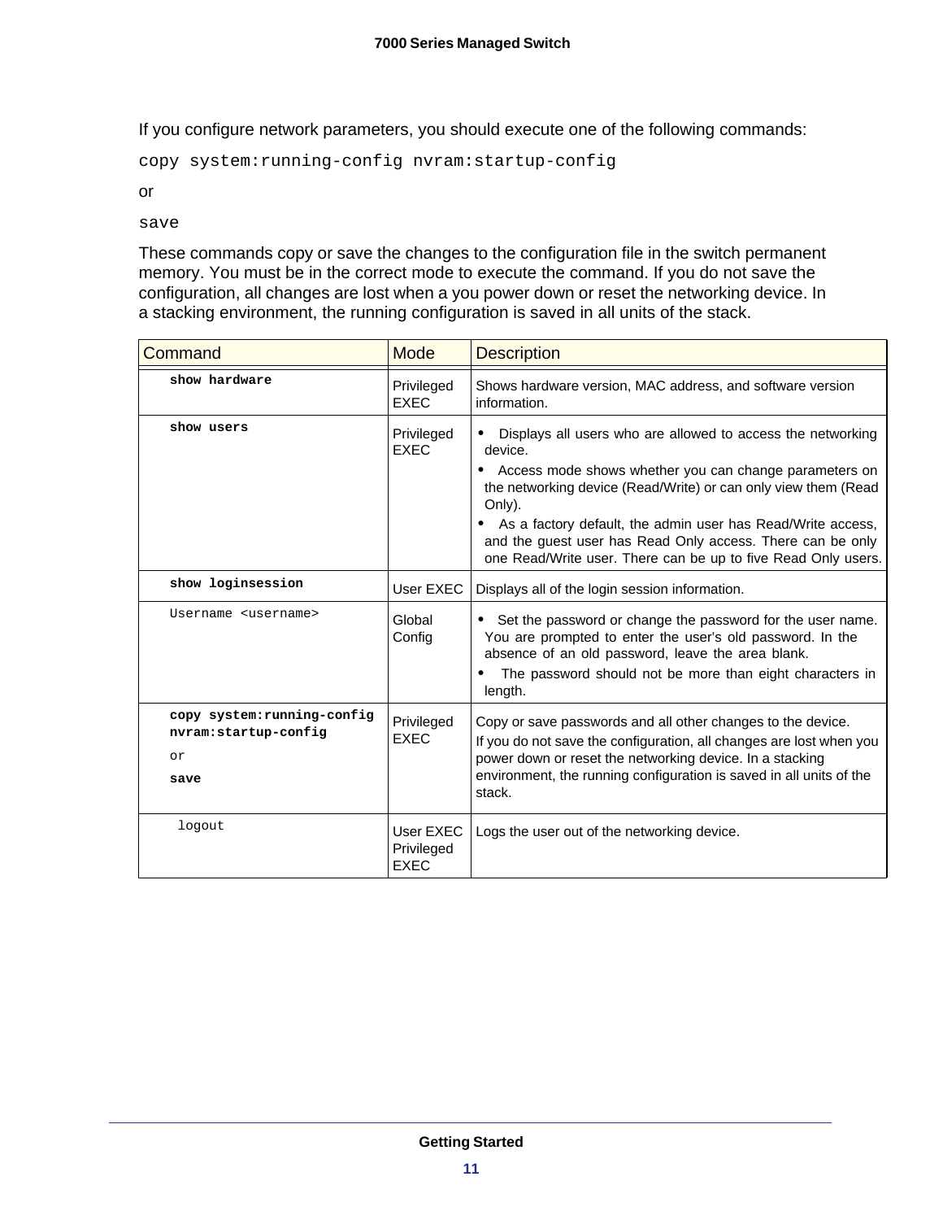If you configure network parameters, you should execute one of the following commands:

```
copy system:running-config nvram:startup-config
```

or

```
save
```

These commands copy or save the changes to the configuration file in the switch permanent memory. You must be in the correct mode to execute the command. If you do not save the configuration, all changes are lost when a you power down or reset the networking device. In a stacking environment, the running configuration is saved in all units of the stack.

| Command | Mode | Description |
|---|---|---|
| **show hardware** | Privileged EXEC | Shows hardware version, MAC address, and software version information. |
| **show users** | Privileged EXEC | • Displays all users who are allowed to access the networking device.<br>• Access mode shows whether you can change parameters on the networking device (Read/Write) or can only view them (Read Only).<br>• As a factory default, the admin user has Read/Write access, and the guest user has Read Only access. There can be only one Read/Write user. There can be up to five Read Only users. |
| **show loginsession** | User EXEC | Displays all of the login session information. |
| Username <username> | Global Config | • Set the password or change the password for the user name. You are prompted to enter the user's old password. In the absence of an old password, leave the area blank.<br>• The password should not be more than eight characters in length. |
| **copy system:running-config nvram:startup-config**<br>or<br>**save** | Privileged EXEC | Copy or save passwords and all other changes to the device.<br>If you do not save the configuration, all changes are lost when you power down or reset the networking device. In a stacking environment, the running configuration is saved in all units of the stack. |
| logout | User EXEC<br>Privileged EXEC | Logs the user out of the networking device. |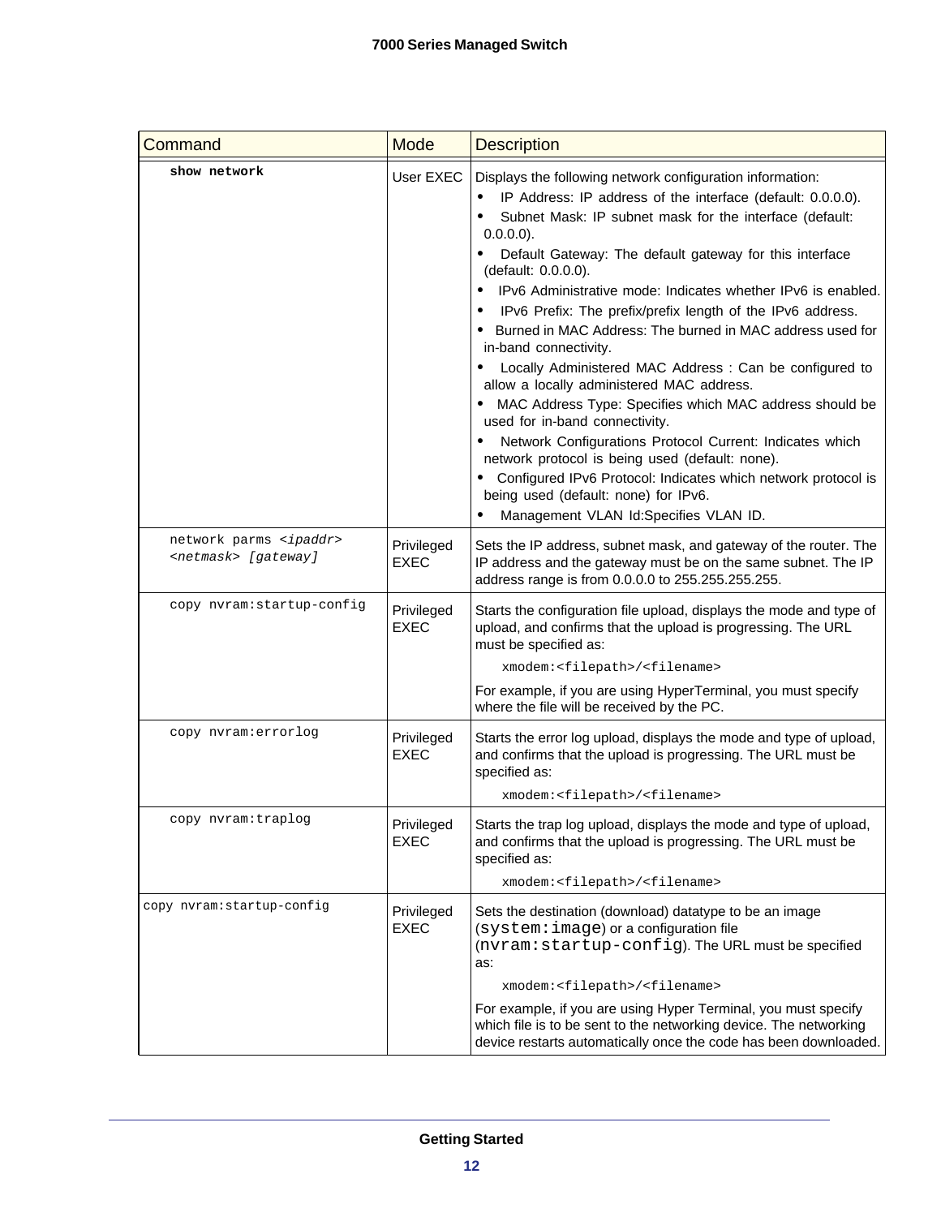| Command | Mode | Description |
|---|---|---|
| **show network** | User EXEC | Displays the following network configuration information:<br>• IP Address: IP address of the interface (default: 0.0.0.0).<br>• Subnet Mask: IP subnet mask for the interface (default: 0.0.0.0).<br>• Default Gateway: The default gateway for this interface (default: 0.0.0.0).<br>• IPv6 Administrative mode: Indicates whether IPv6 is enabled.<br>• IPv6 Prefix: The prefix/prefix length of the IPv6 address.<br>• Burned in MAC Address: The burned in MAC address used for in-band connectivity.<br>• Locally Administered MAC Address : Can be configured to allow a locally administered MAC address.<br>• MAC Address Type: Specifies which MAC address should be used for in-band connectivity.<br>• Network Configurations Protocol Current: Indicates which network protocol is being used (default: none).<br>• Configured IPv6 Protocol: Indicates which network protocol is being used (default: none) for IPv6.<br>• Management VLAN Id:Specifies VLAN ID. |
| network parms *<ipaddr> <netmask> [gateway]* | Privileged EXEC | Sets the IP address, subnet mask, and gateway of the router. The IP address and the gateway must be on the same subnet. The IP address range is from 0.0.0.0 to 255.255.255.255. |
| copy nvram:startup-config | Privileged EXEC | Starts the configuration file upload, displays the mode and type of upload, and confirms that the upload is progressing. The URL must be specified as:<br>`xmodem:<filepath>/<filename>`<br>For example, if you are using HyperTerminal, you must specify where the file will be received by the PC. |
| copy nvram:errorlog | Privileged EXEC | Starts the error log upload, displays the mode and type of upload, and confirms that the upload is progressing. The URL must be specified as:<br>`xmodem:<filepath>/<filename>` |
| copy nvram:traplog | Privileged EXEC | Starts the trap log upload, displays the mode and type of upload, and confirms that the upload is progressing. The URL must be specified as:<br>`xmodem:<filepath>/<filename>` |
| copy nvram:startup-config | Privileged EXEC | Sets the destination (download) datatype to be an image (`system:image`) or a configuration file (`nvram:startup-config`). The URL must be specified as:<br>`xmodem:<filepath>/<filename>`<br>For example, if you are using Hyper Terminal, you must specify which file is to be sent to the networking device. The networking device restarts automatically once the code has been downloaded. |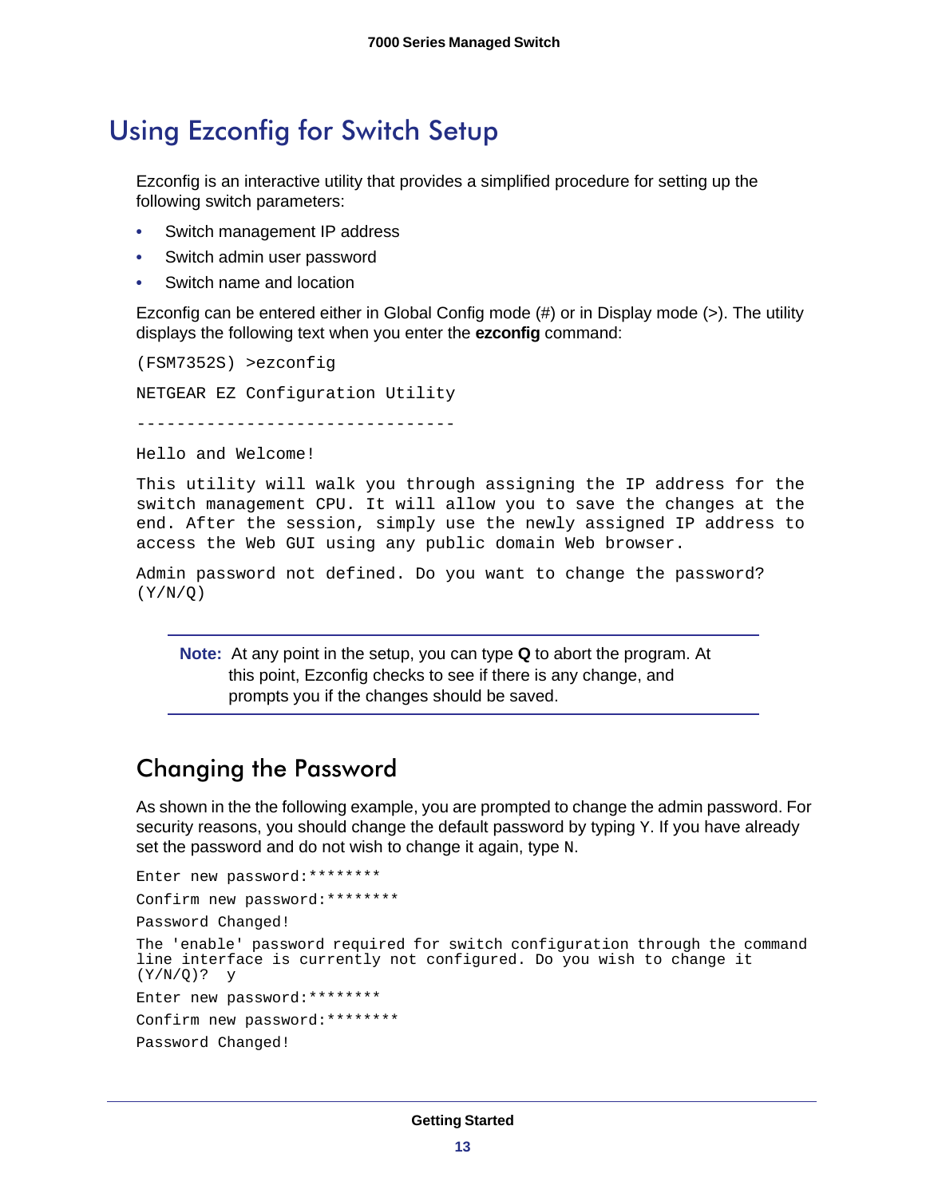# Using Ezconfig for Switch Setup

Ezconfig is an interactive utility that provides a simplified procedure for setting up the following switch parameters:

- Switch management IP address
- Switch admin user password
- Switch name and location

Ezconfig can be entered either in Global Config mode (#) or in Display mode (>). The utility displays the following text when you enter the **ezconfig** command:

```
(FSM7352S) >ezconfig

NETGEAR EZ Configuration Utility

--------------------------------

Hello and Welcome!

This utility will walk you through assigning the IP address for the
switch management CPU. It will allow you to save the changes at the
end. After the session, simply use the newly assigned IP address to
access the Web GUI using any public domain Web browser.

Admin password not defined. Do you want to change the password?
(Y/N/Q)
```

**Note:** At any point in the setup, you can type **Q** to abort the program. At this point, Ezconfig checks to see if there is any change, and prompts you if the changes should be saved.

## Changing the Password

As shown in the the following example, you are prompted to change the admin password. For security reasons, you should change the default password by typing Y. If you have already set the password and do not wish to change it again, type N.

```
Enter new password:********

Confirm new password:********

Password Changed!

The 'enable' password required for switch configuration through the command
line interface is currently not configured. Do you wish to change it
(Y/N/Q)?  y

Enter new password:********

Confirm new password:********

Password Changed!
```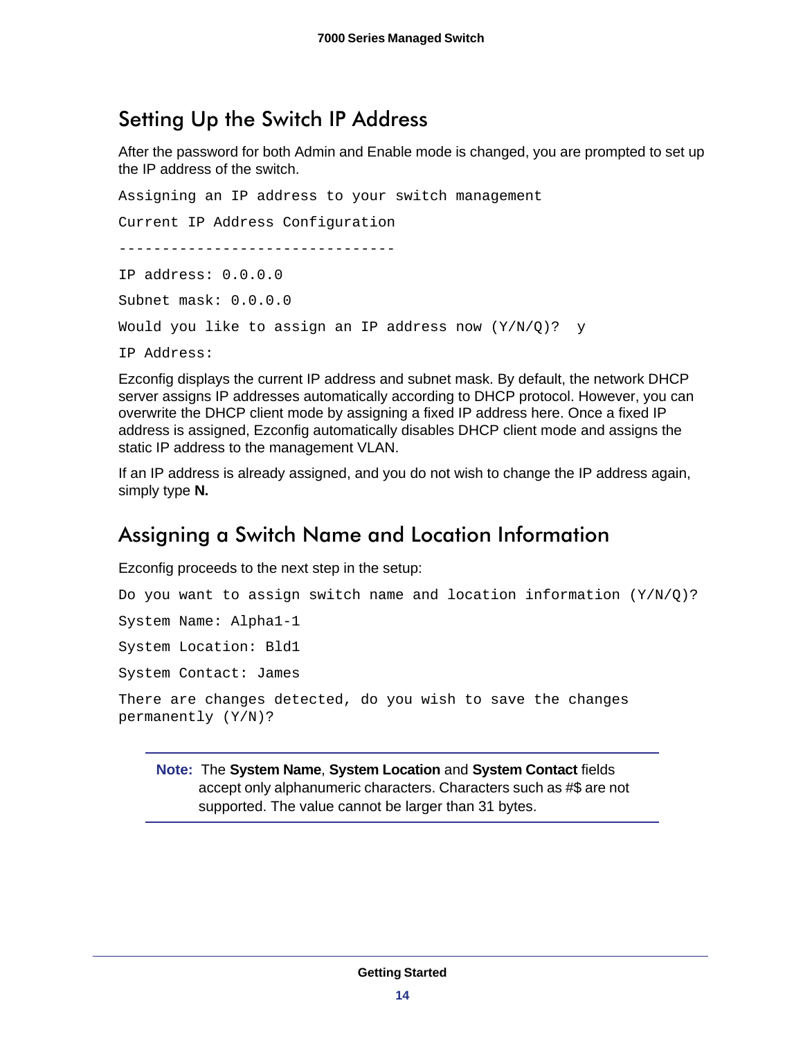## Setting Up the Switch IP Address

After the password for both Admin and Enable mode is changed, you are prompted to set up the IP address of the switch.

```
Assigning an IP address to your switch management

Current IP Address Configuration

--------------------------------

IP address: 0.0.0.0

Subnet mask: 0.0.0.0

Would you like to assign an IP address now (Y/N/Q)?  y

IP Address:
```

Ezconfig displays the current IP address and subnet mask. By default, the network DHCP server assigns IP addresses automatically according to DHCP protocol. However, you can overwrite the DHCP client mode by assigning a fixed IP address here. Once a fixed IP address is assigned, Ezconfig automatically disables DHCP client mode and assigns the static IP address to the management VLAN.

If an IP address is already assigned, and you do not wish to change the IP address again, simply type **N.**

## Assigning a Switch Name and Location Information

Ezconfig proceeds to the next step in the setup:

```
Do you want to assign switch name and location information (Y/N/Q)?

System Name: Alpha1-1

System Location: Bld1

System Contact: James

There are changes detected, do you wish to save the changes
permanently (Y/N)?
```

**Note:** The **System Name**, **System Location** and **System Contact** fields accept only alphanumeric characters. Characters such as #$ are not supported. The value cannot be larger than 31 bytes.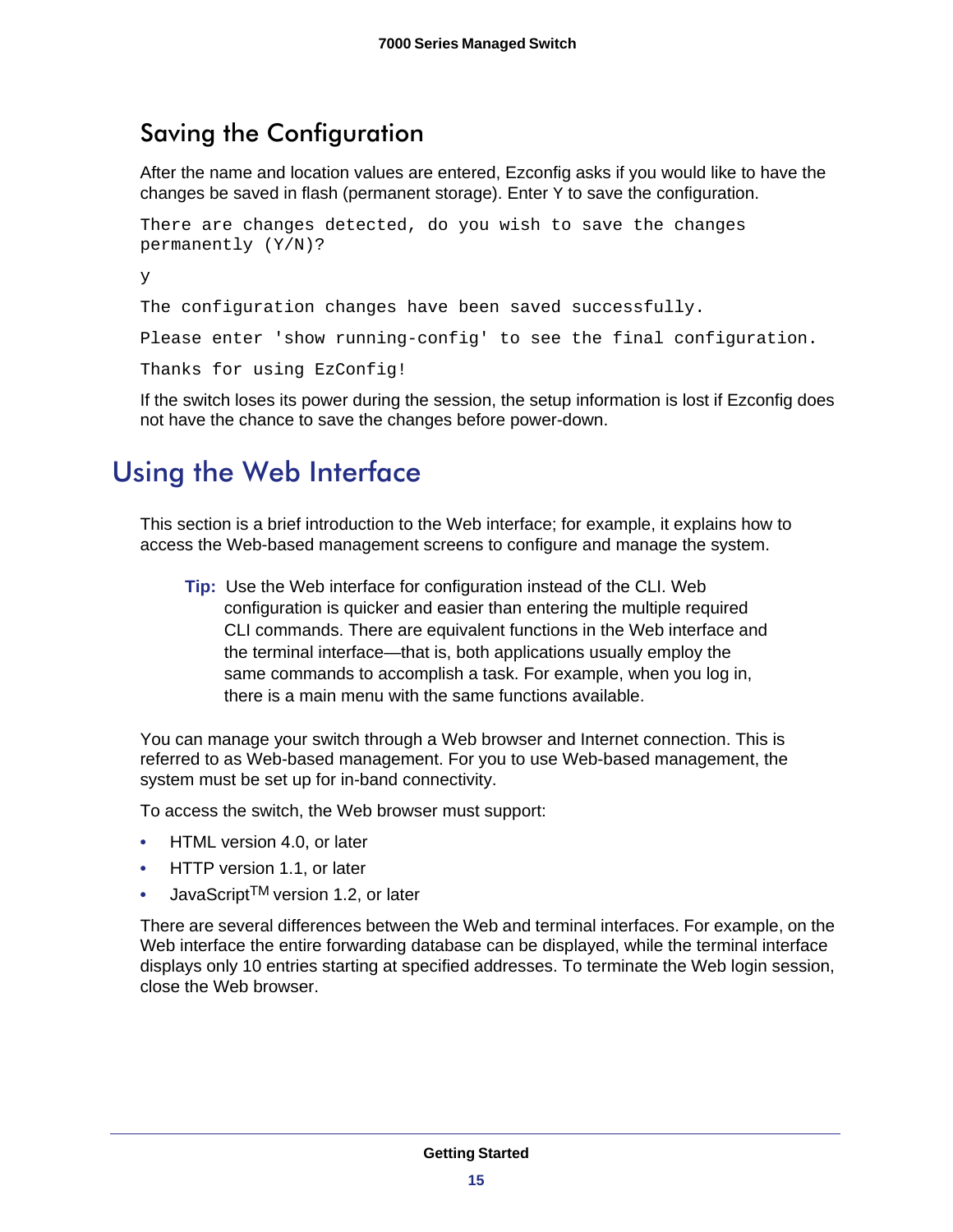## Saving the Configuration

After the name and location values are entered, Ezconfig asks if you would like to have the changes be saved in flash (permanent storage). Enter Y to save the configuration.

```
There are changes detected, do you wish to save the changes
permanently (Y/N)?

y

The configuration changes have been saved successfully.

Please enter 'show running-config' to see the final configuration.

Thanks for using EzConfig!
```

If the switch loses its power during the session, the setup information is lost if Ezconfig does not have the chance to save the changes before power-down.

# Using the Web Interface

This section is a brief introduction to the Web interface; for example, it explains how to access the Web-based management screens to configure and manage the system.

> **Tip:** Use the Web interface for configuration instead of the CLI. Web configuration is quicker and easier than entering the multiple required CLI commands. There are equivalent functions in the Web interface and the terminal interface—that is, both applications usually employ the same commands to accomplish a task. For example, when you log in, there is a main menu with the same functions available.

You can manage your switch through a Web browser and Internet connection. This is referred to as Web-based management. For you to use Web-based management, the system must be set up for in-band connectivity.

To access the switch, the Web browser must support:

- HTML version 4.0, or later
- HTTP version 1.1, or later
- JavaScript™ version 1.2, or later

There are several differences between the Web and terminal interfaces. For example, on the Web interface the entire forwarding database can be displayed, while the terminal interface displays only 10 entries starting at specified addresses. To terminate the Web login session, close the Web browser.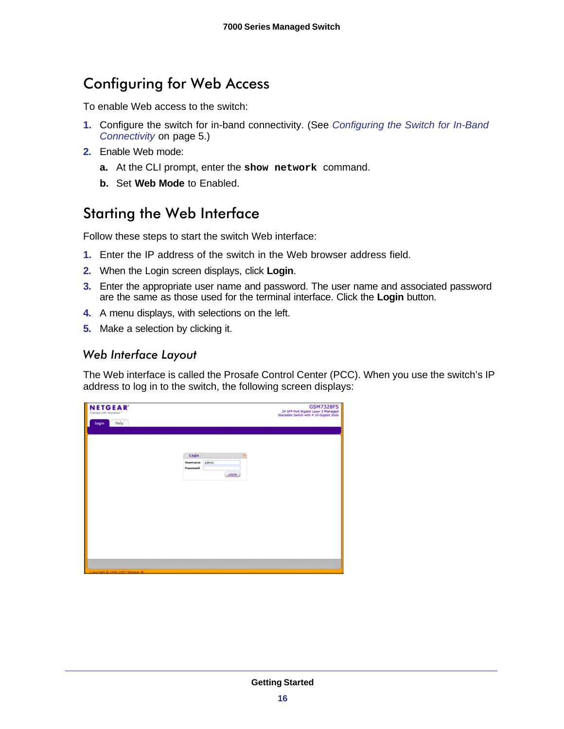## Configuring for Web Access

To enable Web access to the switch:

1. Configure the switch for in-band connectivity. (See *Configuring the Switch for In-Band Connectivity* on page 5.)
2. Enable Web mode:
   a. At the CLI prompt, enter the **`show network`** command.
   b. Set **Web Mode** to Enabled.

## Starting the Web Interface

Follow these steps to start the switch Web interface:

1. Enter the IP address of the switch in the Web browser address field.
2. When the Login screen displays, click **Login**.
3. Enter the appropriate user name and password. The user name and associated password are the same as those used for the terminal interface. Click the **Login** button.
4. A menu displays, with selections on the left.
5. Make a selection by clicking it.

### Web Interface Layout

The Web interface is called the Prosafe Control Center (PCC). When you use the switch's IP address to log in to the switch, the following screen displays: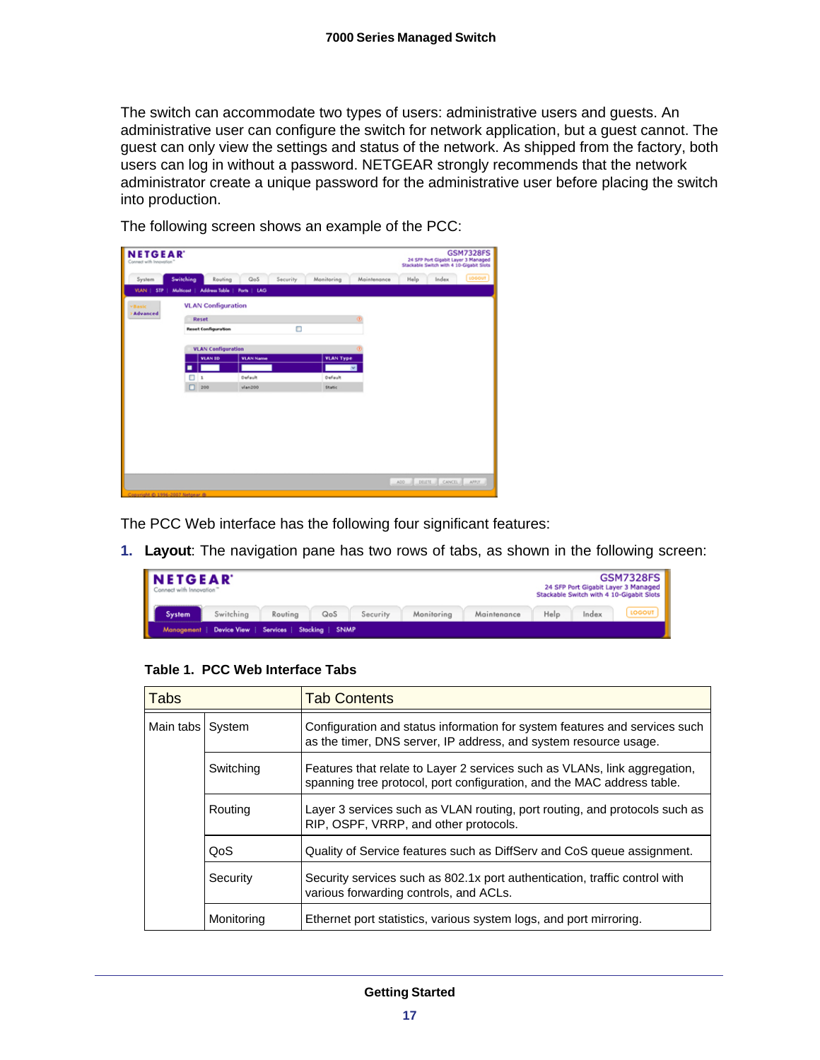The switch can accommodate two types of users: administrative users and guests. An administrative user can configure the switch for network application, but a guest cannot. The guest can only view the settings and status of the network. As shipped from the factory, both users can log in without a password. NETGEAR strongly recommends that the network administrator create a unique password for the administrative user before placing the switch into production.

The following screen shows an example of the PCC:

The PCC Web interface has the following four significant features:

1. **Layout**: The navigation pane has two rows of tabs, as shown in the following screen:

**Table 1. PCC Web Interface Tabs**

| Tabs | | Tab Contents |
|---|---|---|
| Main tabs | System | Configuration and status information for system features and services such as the timer, DNS server, IP address, and system resource usage. |
| | Switching | Features that relate to Layer 2 services such as VLANs, link aggregation, spanning tree protocol, port configuration, and the MAC address table. |
| | Routing | Layer 3 services such as VLAN routing, port routing, and protocols such as RIP, OSPF, VRRP, and other protocols. |
| | QoS | Quality of Service features such as DiffServ and CoS queue assignment. |
| | Security | Security services such as 802.1x port authentication, traffic control with various forwarding controls, and ACLs. |
| | Monitoring | Ethernet port statistics, various system logs, and port mirroring. |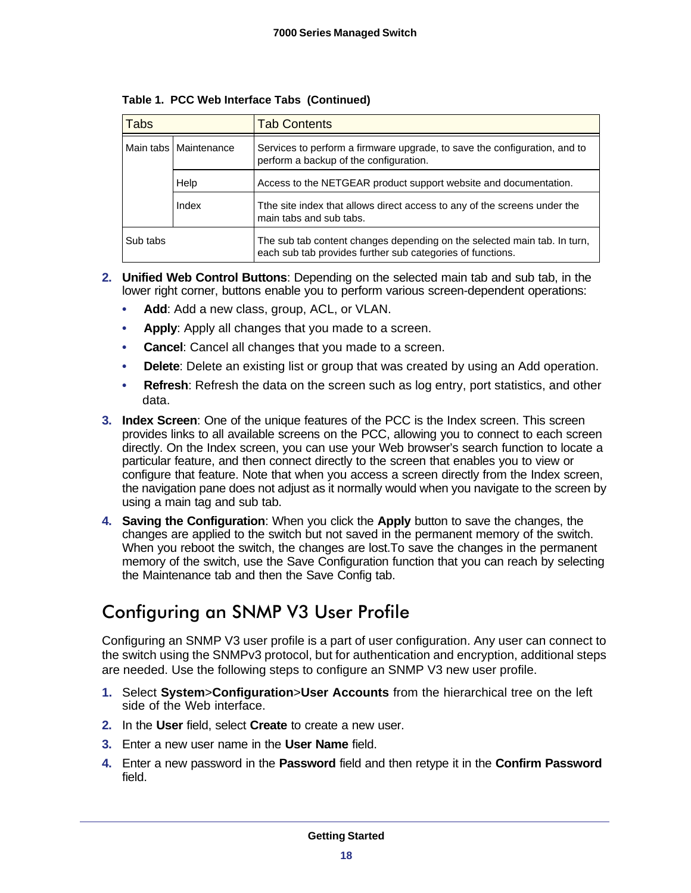**Table 1. PCC Web Interface Tabs (Continued)**

| Tabs | | Tab Contents |
|---|---|---|
| Main tabs | Maintenance | Services to perform a firmware upgrade, to save the configuration, and to perform a backup of the configuration. |
| | Help | Access to the NETGEAR product support website and documentation. |
| | Index | Tthe site index that allows direct access to any of the screens under the main tabs and sub tabs. |
| Sub tabs | | The sub tab content changes depending on the selected main tab. In turn, each sub tab provides further sub categories of functions. |

2. **Unified Web Control Buttons**: Depending on the selected main tab and sub tab, in the lower right corner, buttons enable you to perform various screen-dependent operations:
   - **Add**: Add a new class, group, ACL, or VLAN.
   - **Apply**: Apply all changes that you made to a screen.
   - **Cancel**: Cancel all changes that you made to a screen.
   - **Delete**: Delete an existing list or group that was created by using an Add operation.
   - **Refresh**: Refresh the data on the screen such as log entry, port statistics, and other data.
3. **Index Screen**: One of the unique features of the PCC is the Index screen. This screen provides links to all available screens on the PCC, allowing you to connect to each screen directly. On the Index screen, you can use your Web browser's search function to locate a particular feature, and then connect directly to the screen that enables you to view or configure that feature. Note that when you access a screen directly from the Index screen, the navigation pane does not adjust as it normally would when you navigate to the screen by using a main tag and sub tab.
4. **Saving the Configuration**: When you click the **Apply** button to save the changes, the changes are applied to the switch but not saved in the permanent memory of the switch. When you reboot the switch, the changes are lost.To save the changes in the permanent memory of the switch, use the Save Configuration function that you can reach by selecting the Maintenance tab and then the Save Config tab.

## Configuring an SNMP V3 User Profile

Configuring an SNMP V3 user profile is a part of user configuration. Any user can connect to the switch using the SNMPv3 protocol, but for authentication and encryption, additional steps are needed. Use the following steps to configure an SNMP V3 new user profile.

1. Select **System**>**Configuration**>**User Accounts** from the hierarchical tree on the left side of the Web interface.
2. In the **User** field, select **Create** to create a new user.
3. Enter a new user name in the **User Name** field.
4. Enter a new password in the **Password** field and then retype it in the **Confirm Password** field.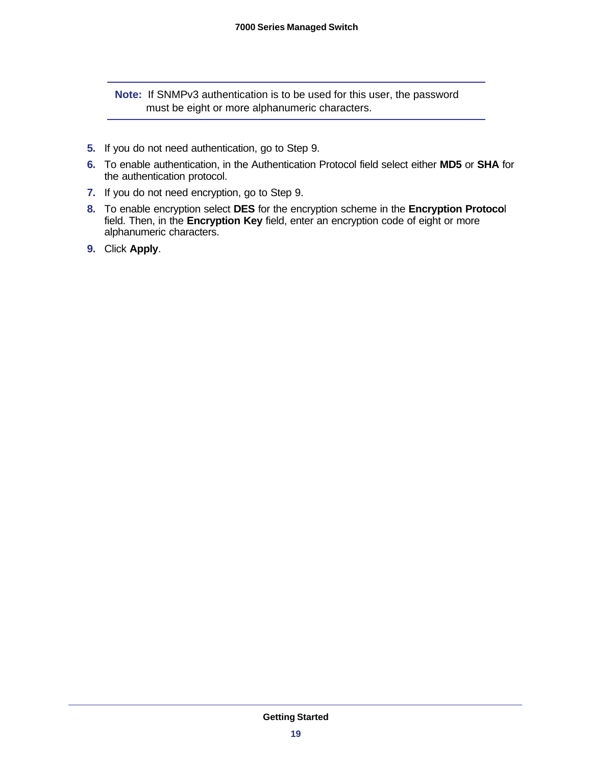**Note:** If SNMPv3 authentication is to be used for this user, the password must be eight or more alphanumeric characters.

5. If you do not need authentication, go to Step 9.
6. To enable authentication, in the Authentication Protocol field select either **MD5** or **SHA** for the authentication protocol.
7. If you do not need encryption, go to Step 9.
8. To enable encryption select **DES** for the encryption scheme in the **Encryption Protocol** field. Then, in the **Encryption Key** field, enter an encryption code of eight or more alphanumeric characters.
9. Click **Apply**.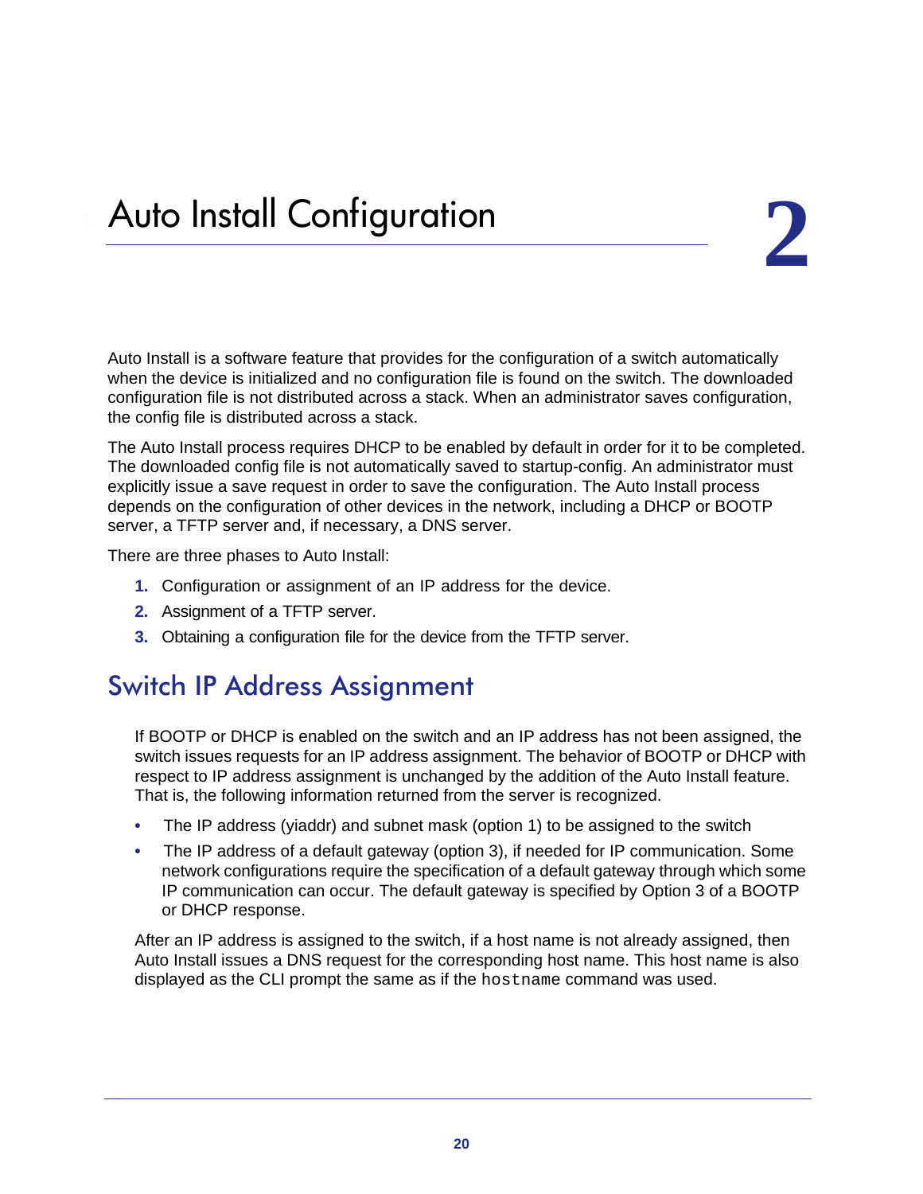# 2. Auto Install Configuration

Auto Install is a software feature that provides for the configuration of a switch automatically when the device is initialized and no configuration file is found on the switch. The downloaded configuration file is not distributed across a stack. When an administrator saves configuration, the config file is distributed across a stack.

The Auto Install process requires DHCP to be enabled by default in order for it to be completed. The downloaded config file is not automatically saved to startup-config. An administrator must explicitly issue a save request in order to save the configuration. The Auto Install process depends on the configuration of other devices in the network, including a DHCP or BOOTP server, a TFTP server and, if necessary, a DNS server.

There are three phases to Auto Install:

1. Configuration or assignment of an IP address for the device.
2. Assignment of a TFTP server.
3. Obtaining a configuration file for the device from the TFTP server.

## Switch IP Address Assignment

If BOOTP or DHCP is enabled on the switch and an IP address has not been assigned, the switch issues requests for an IP address assignment. The behavior of BOOTP or DHCP with respect to IP address assignment is unchanged by the addition of the Auto Install feature. That is, the following information returned from the server is recognized.

- The IP address (yiaddr) and subnet mask (option 1) to be assigned to the switch
- The IP address of a default gateway (option 3), if needed for IP communication. Some network configurations require the specification of a default gateway through which some IP communication can occur. The default gateway is specified by Option 3 of a BOOTP or DHCP response.

After an IP address is assigned to the switch, if a host name is not already assigned, then Auto Install issues a DNS request for the corresponding host name. This host name is also displayed as the CLI prompt the same as if the `hostname` command was used.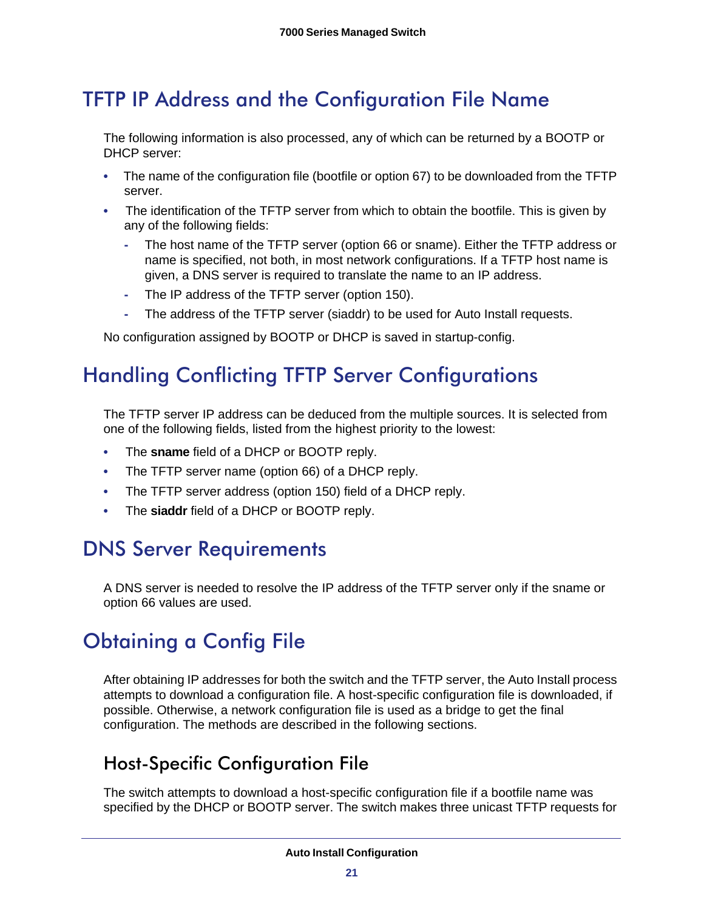## TFTP IP Address and the Configuration File Name

The following information is also processed, any of which can be returned by a BOOTP or DHCP server:

- The name of the configuration file (bootfile or option 67) to be downloaded from the TFTP server.
- The identification of the TFTP server from which to obtain the bootfile. This is given by any of the following fields:
  - The host name of the TFTP server (option 66 or sname). Either the TFTP address or name is specified, not both, in most network configurations. If a TFTP host name is given, a DNS server is required to translate the name to an IP address.
  - The IP address of the TFTP server (option 150).
  - The address of the TFTP server (siaddr) to be used for Auto Install requests.

No configuration assigned by BOOTP or DHCP is saved in startup-config.

## Handling Conflicting TFTP Server Configurations

The TFTP server IP address can be deduced from the multiple sources. It is selected from one of the following fields, listed from the highest priority to the lowest:

- The **sname** field of a DHCP or BOOTP reply.
- The TFTP server name (option 66) of a DHCP reply.
- The TFTP server address (option 150) field of a DHCP reply.
- The **siaddr** field of a DHCP or BOOTP reply.

## DNS Server Requirements

A DNS server is needed to resolve the IP address of the TFTP server only if the sname or option 66 values are used.

## Obtaining a Config File

After obtaining IP addresses for both the switch and the TFTP server, the Auto Install process attempts to download a configuration file. A host-specific configuration file is downloaded, if possible. Otherwise, a network configuration file is used as a bridge to get the final configuration. The methods are described in the following sections.

### Host-Specific Configuration File

The switch attempts to download a host-specific configuration file if a bootfile name was specified by the DHCP or BOOTP server. The switch makes three unicast TFTP requests for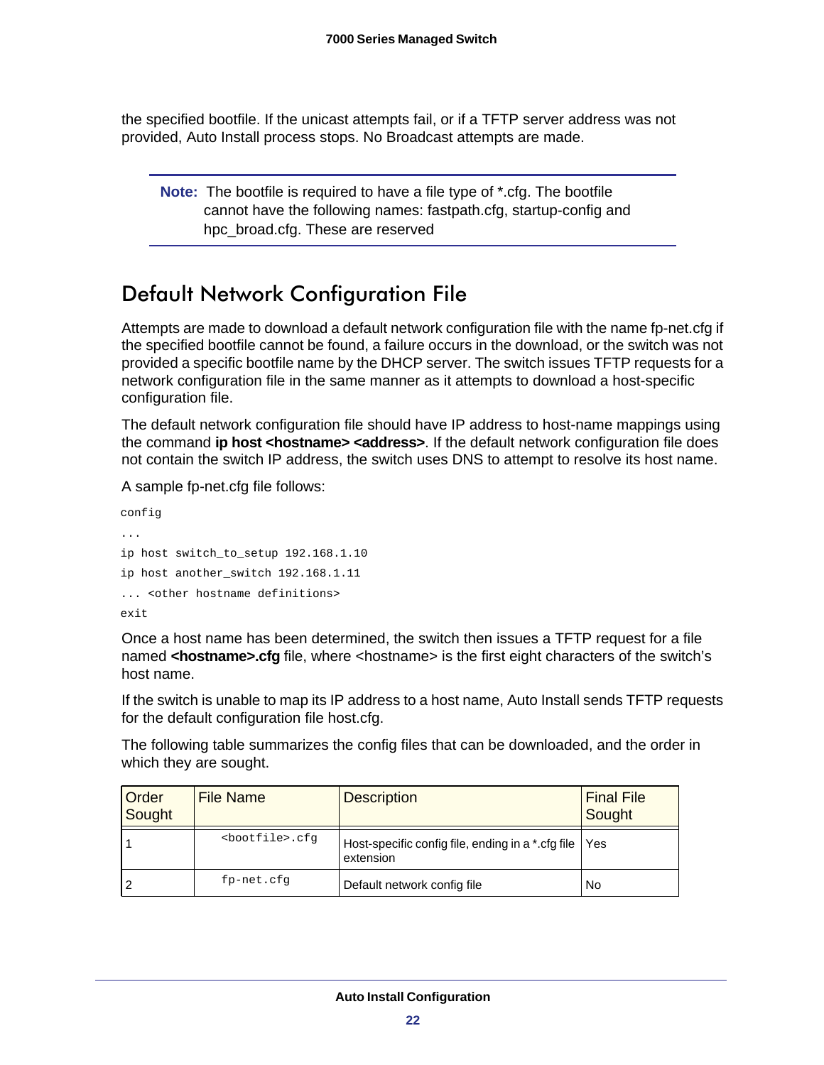the specified bootfile. If the unicast attempts fail, or if a TFTP server address was not provided, Auto Install process stops. No Broadcast attempts are made.

> **Note:** The bootfile is required to have a file type of *.cfg. The bootfile cannot have the following names: fastpath.cfg, startup-config and hpc_broad.cfg. These are reserved

## Default Network Configuration File

Attempts are made to download a default network configuration file with the name fp-net.cfg if the specified bootfile cannot be found, a failure occurs in the download, or the switch was not provided a specific bootfile name by the DHCP server. The switch issues TFTP requests for a network configuration file in the same manner as it attempts to download a host-specific configuration file.

The default network configuration file should have IP address to host-name mappings using the command **ip host <hostname> <address>**. If the default network configuration file does not contain the switch IP address, the switch uses DNS to attempt to resolve its host name.

A sample fp-net.cfg file follows:

```
config
...
ip host switch_to_setup 192.168.1.10
ip host another_switch 192.168.1.11
... <other hostname definitions>
exit
```

Once a host name has been determined, the switch then issues a TFTP request for a file named **<hostname>.cfg** file, where <hostname> is the first eight characters of the switch's host name.

If the switch is unable to map its IP address to a host name, Auto Install sends TFTP requests for the default configuration file host.cfg.

The following table summarizes the config files that can be downloaded, and the order in which they are sought.

| Order Sought | File Name | Description | Final File Sought |
|---|---|---|---|
| 1 | `<bootfile>.cfg` | Host-specific config file, ending in a *.cfg file extension | Yes |
| 2 | `fp-net.cfg` | Default network config file | No |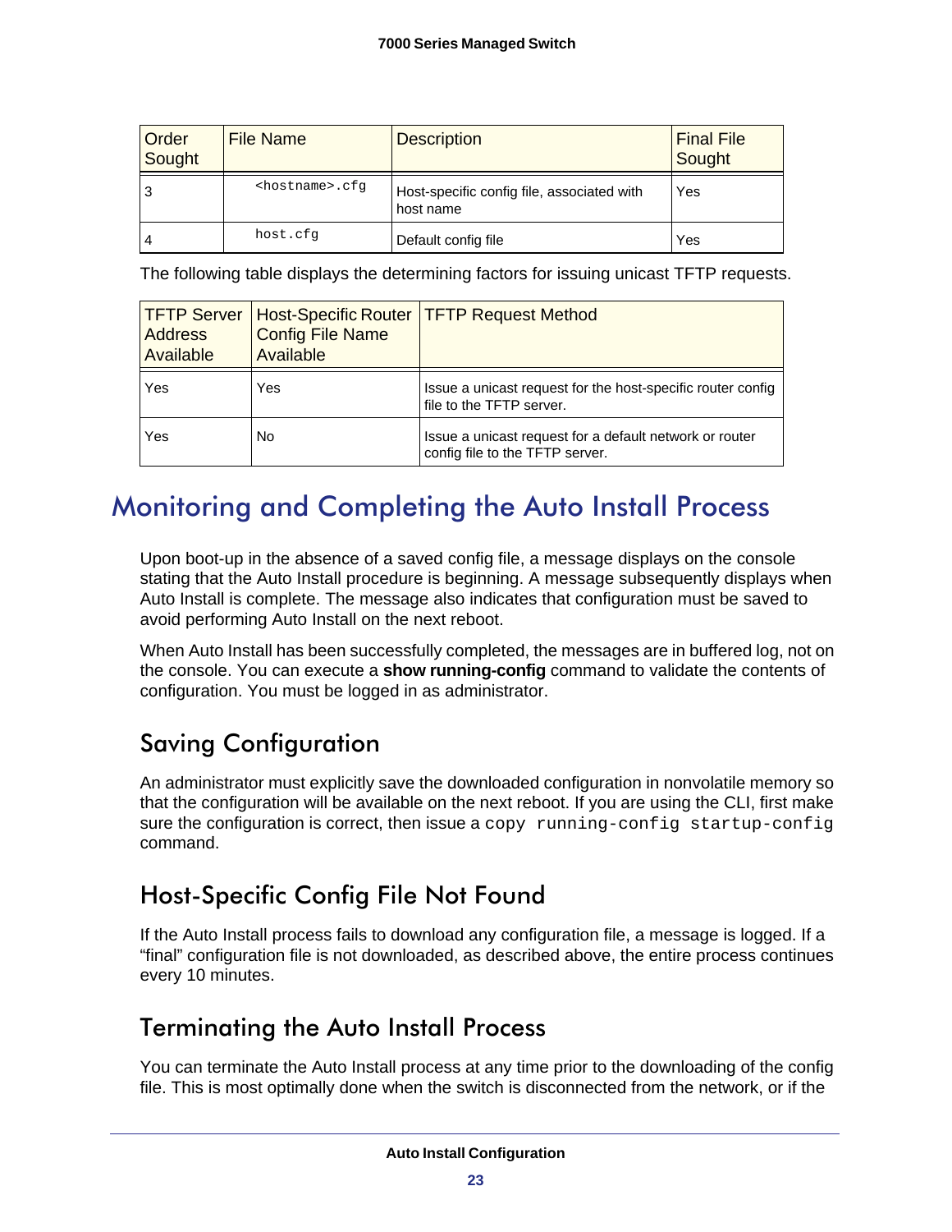| Order Sought | File Name | Description | Final File Sought |
|---|---|---|---|
| 3 | `<hostname>.cfg` | Host-specific config file, associated with host name | Yes |
| 4 | `host.cfg` | Default config file | Yes |

The following table displays the determining factors for issuing unicast TFTP requests.

| TFTP Server Address Available | Host-Specific Router Config File Name Available | TFTP Request Method |
|---|---|---|
| Yes | Yes | Issue a unicast request for the host-specific router config file to the TFTP server. |
| Yes | No | Issue a unicast request for a default network or router config file to the TFTP server. |

## Monitoring and Completing the Auto Install Process

Upon boot-up in the absence of a saved config file, a message displays on the console stating that the Auto Install procedure is beginning. A message subsequently displays when Auto Install is complete. The message also indicates that configuration must be saved to avoid performing Auto Install on the next reboot.

When Auto Install has been successfully completed, the messages are in buffered log, not on the console. You can execute a **show running-config** command to validate the contents of configuration. You must be logged in as administrator.

### Saving Configuration

An administrator must explicitly save the downloaded configuration in nonvolatile memory so that the configuration will be available on the next reboot. If you are using the CLI, first make sure the configuration is correct, then issue a `copy running-config startup-config` command.

### Host-Specific Config File Not Found

If the Auto Install process fails to download any configuration file, a message is logged. If a "final" configuration file is not downloaded, as described above, the entire process continues every 10 minutes.

### Terminating the Auto Install Process

You can terminate the Auto Install process at any time prior to the downloading of the config file. This is most optimally done when the switch is disconnected from the network, or if the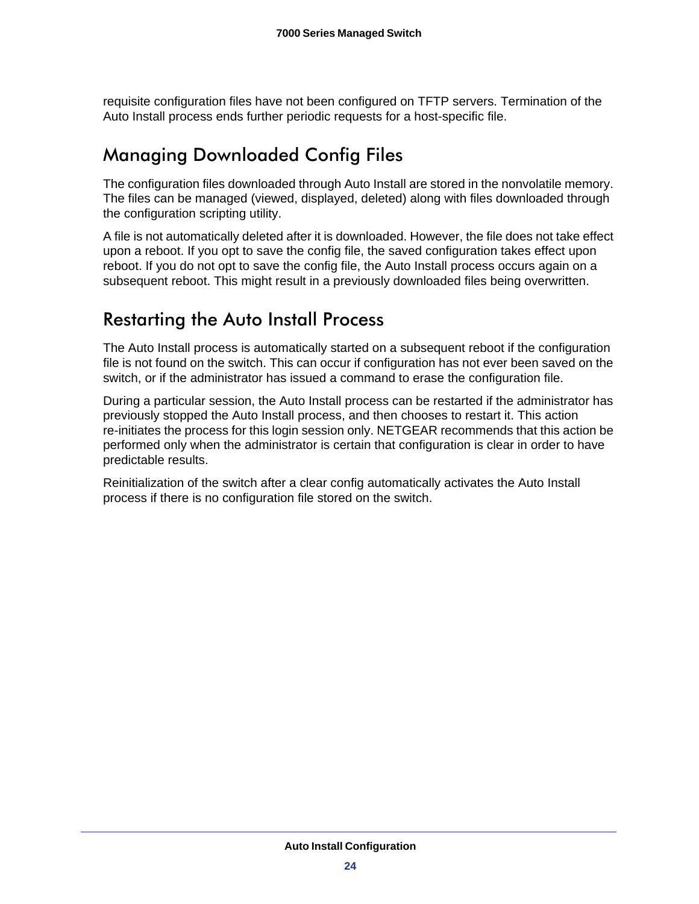requisite configuration files have not been configured on TFTP servers. Termination of the Auto Install process ends further periodic requests for a host-specific file.

## Managing Downloaded Config Files

The configuration files downloaded through Auto Install are stored in the nonvolatile memory. The files can be managed (viewed, displayed, deleted) along with files downloaded through the configuration scripting utility.

A file is not automatically deleted after it is downloaded. However, the file does not take effect upon a reboot. If you opt to save the config file, the saved configuration takes effect upon reboot. If you do not opt to save the config file, the Auto Install process occurs again on a subsequent reboot. This might result in a previously downloaded files being overwritten.

## Restarting the Auto Install Process

The Auto Install process is automatically started on a subsequent reboot if the configuration file is not found on the switch. This can occur if configuration has not ever been saved on the switch, or if the administrator has issued a command to erase the configuration file.

During a particular session, the Auto Install process can be restarted if the administrator has previously stopped the Auto Install process, and then chooses to restart it. This action re-initiates the process for this login session only. NETGEAR recommends that this action be performed only when the administrator is certain that configuration is clear in order to have predictable results.

Reinitialization of the switch after a clear config automatically activates the Auto Install process if there is no configuration file stored on the switch.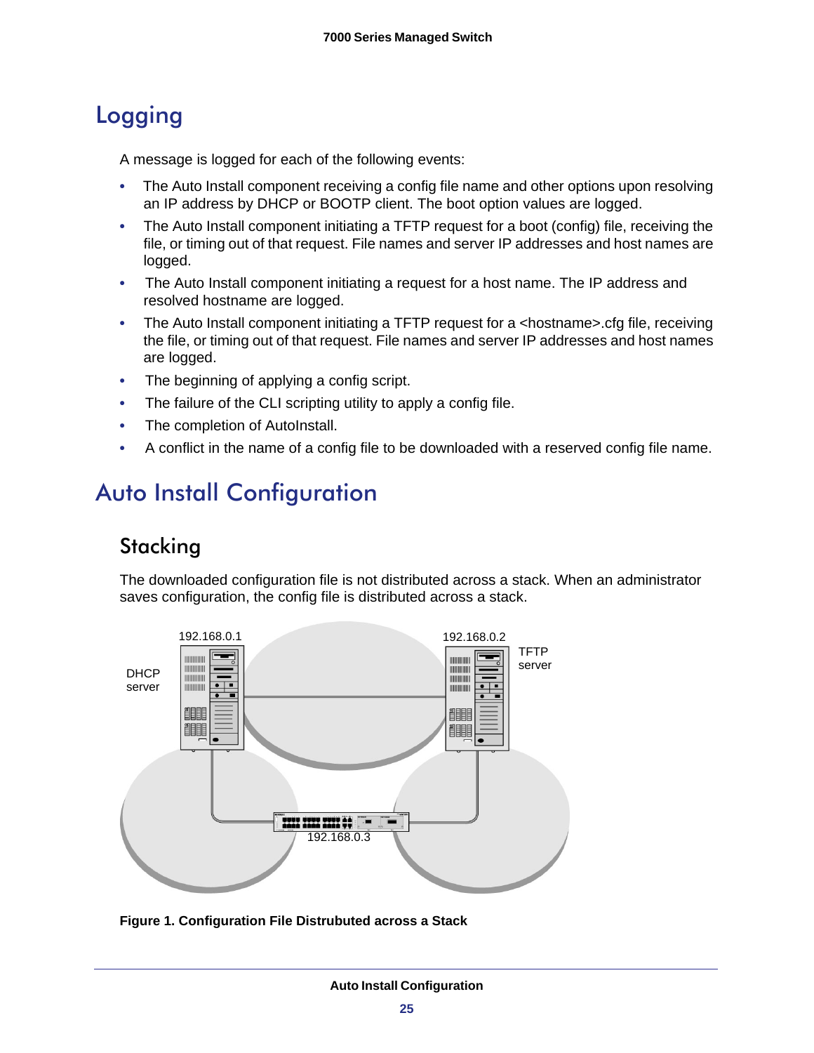# Logging

A message is logged for each of the following events:

- The Auto Install component receiving a config file name and other options upon resolving an IP address by DHCP or BOOTP client. The boot option values are logged.
- The Auto Install component initiating a TFTP request for a boot (config) file, receiving the file, or timing out of that request. File names and server IP addresses and host names are logged.
- The Auto Install component initiating a request for a host name. The IP address and resolved hostname are logged.
- The Auto Install component initiating a TFTP request for a <hostname>.cfg file, receiving the file, or timing out of that request. File names and server IP addresses and host names are logged.
- The beginning of applying a config script.
- The failure of the CLI scripting utility to apply a config file.
- The completion of AutoInstall.
- A conflict in the name of a config file to be downloaded with a reserved config file name.

# Auto Install Configuration

## Stacking

The downloaded configuration file is not distributed across a stack. When an administrator saves configuration, the config file is distributed across a stack.

192.168.0.1

DHCP server

192.168.0.2

TFTP server

192.168.0.3

**Figure 1. Configuration File Distrubuted across a Stack**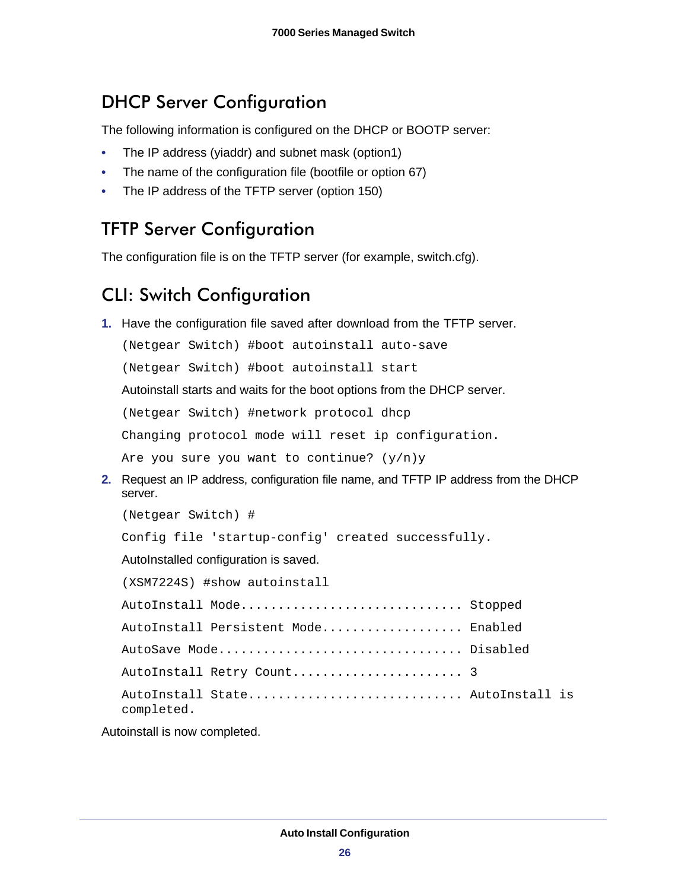## DHCP Server Configuration

The following information is configured on the DHCP or BOOTP server:

- The IP address (yiaddr) and subnet mask (option1)
- The name of the configuration file (bootfile or option 67)
- The IP address of the TFTP server (option 150)

## TFTP Server Configuration

The configuration file is on the TFTP server (for example, switch.cfg).

## CLI: Switch Configuration

1. Have the configuration file saved after download from the TFTP server.

   ```
   (Netgear Switch) #boot autoinstall auto-save
   (Netgear Switch) #boot autoinstall start
   ```

   Autoinstall starts and waits for the boot options from the DHCP server.

   ```
   (Netgear Switch) #network protocol dhcp
   Changing protocol mode will reset ip configuration.
   Are you sure you want to continue? (y/n)y
   ```

2. Request an IP address, configuration file name, and TFTP IP address from the DHCP server.

   ```
   (Netgear Switch) #
   Config file 'startup-config' created successfully.
   ```

   AutoInstalled configuration is saved.

   ```
   (XSM7224S) #show autoinstall
   AutoInstall Mode.............................. Stopped
   AutoInstall Persistent Mode................... Enabled
   AutoSave Mode................................. Disabled
   AutoInstall Retry Count....................... 3
   AutoInstall State............................. AutoInstall is
   completed.
   ```

Autoinstall is now completed.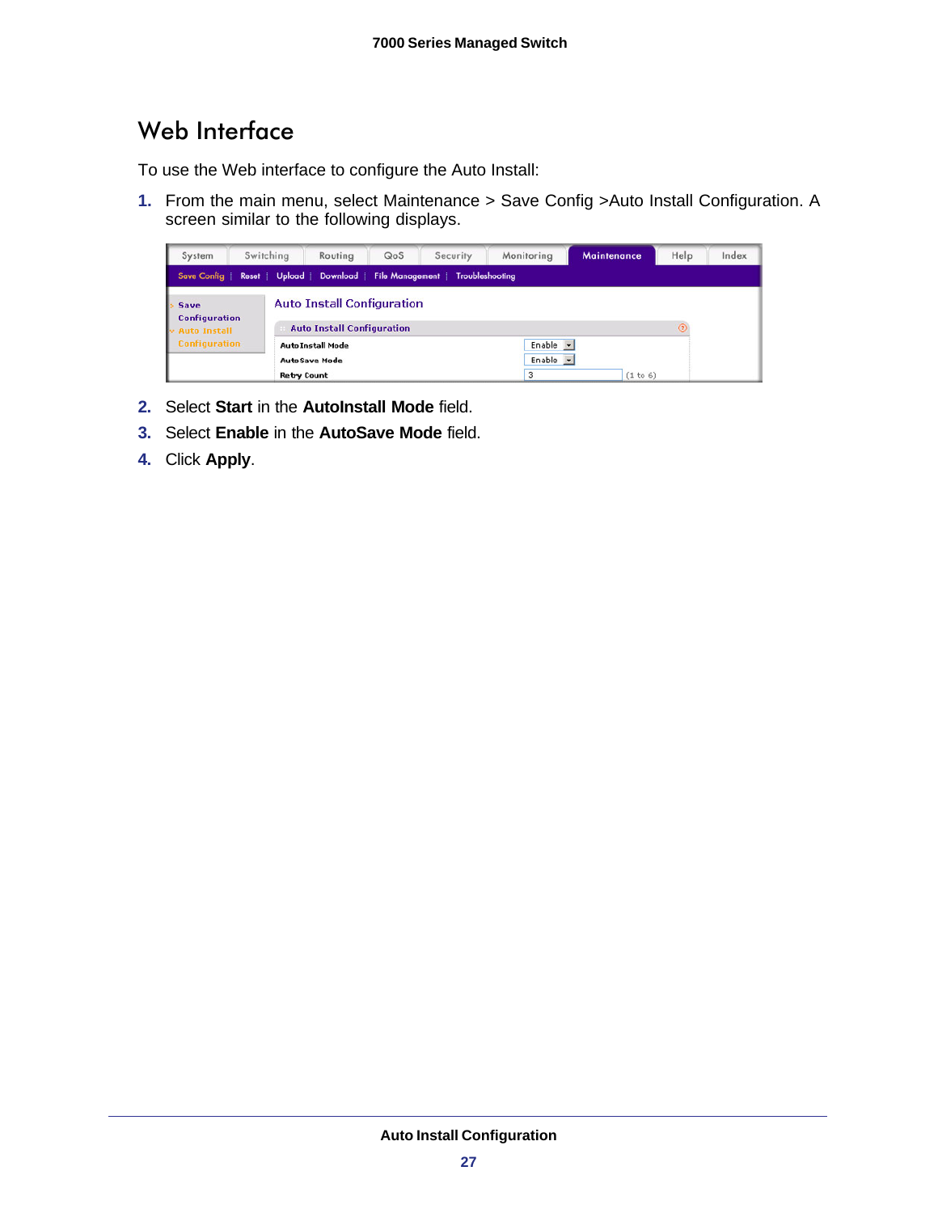## Web Interface

To use the Web interface to configure the Auto Install:

1. From the main menu, select Maintenance > Save Config >Auto Install Configuration. A screen similar to the following displays.

2. Select **Start** in the **AutoInstall Mode** field.
3. Select **Enable** in the **AutoSave Mode** field.
4. Click **Apply**.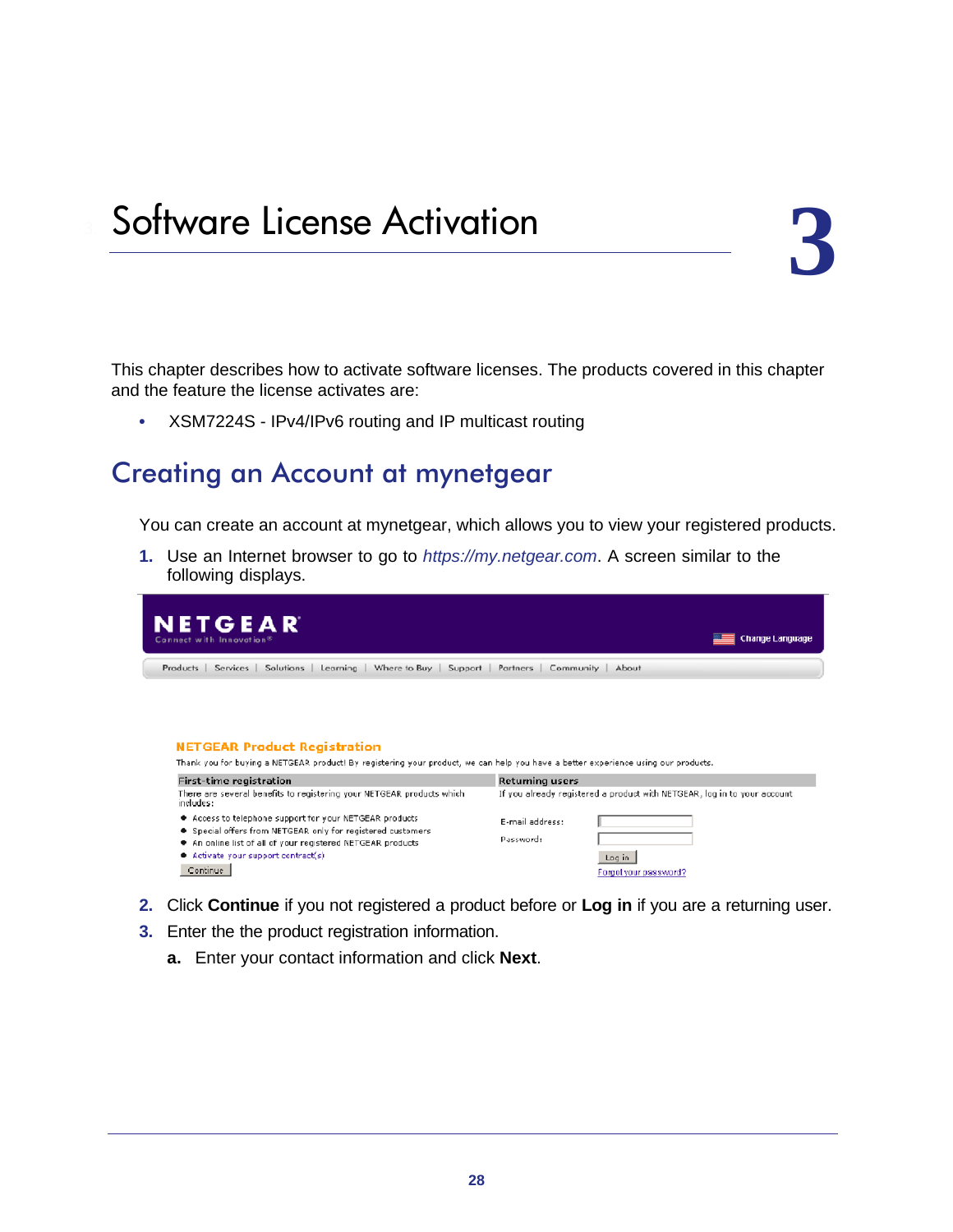# 3 Software License Activation

This chapter describes how to activate software licenses. The products covered in this chapter and the feature the license activates are:

- XSM7224S - IPv4/IPv6 routing and IP multicast routing

## Creating an Account at mynetgear

You can create an account at mynetgear, which allows you to view your registered products.

1. Use an Internet browser to go to *https://my.netgear.com*. A screen similar to the following displays.

2. Click **Continue** if you not registered a product before or **Log in** if you are a returning user.
3. Enter the the product registration information.
   a. Enter your contact information and click **Next**.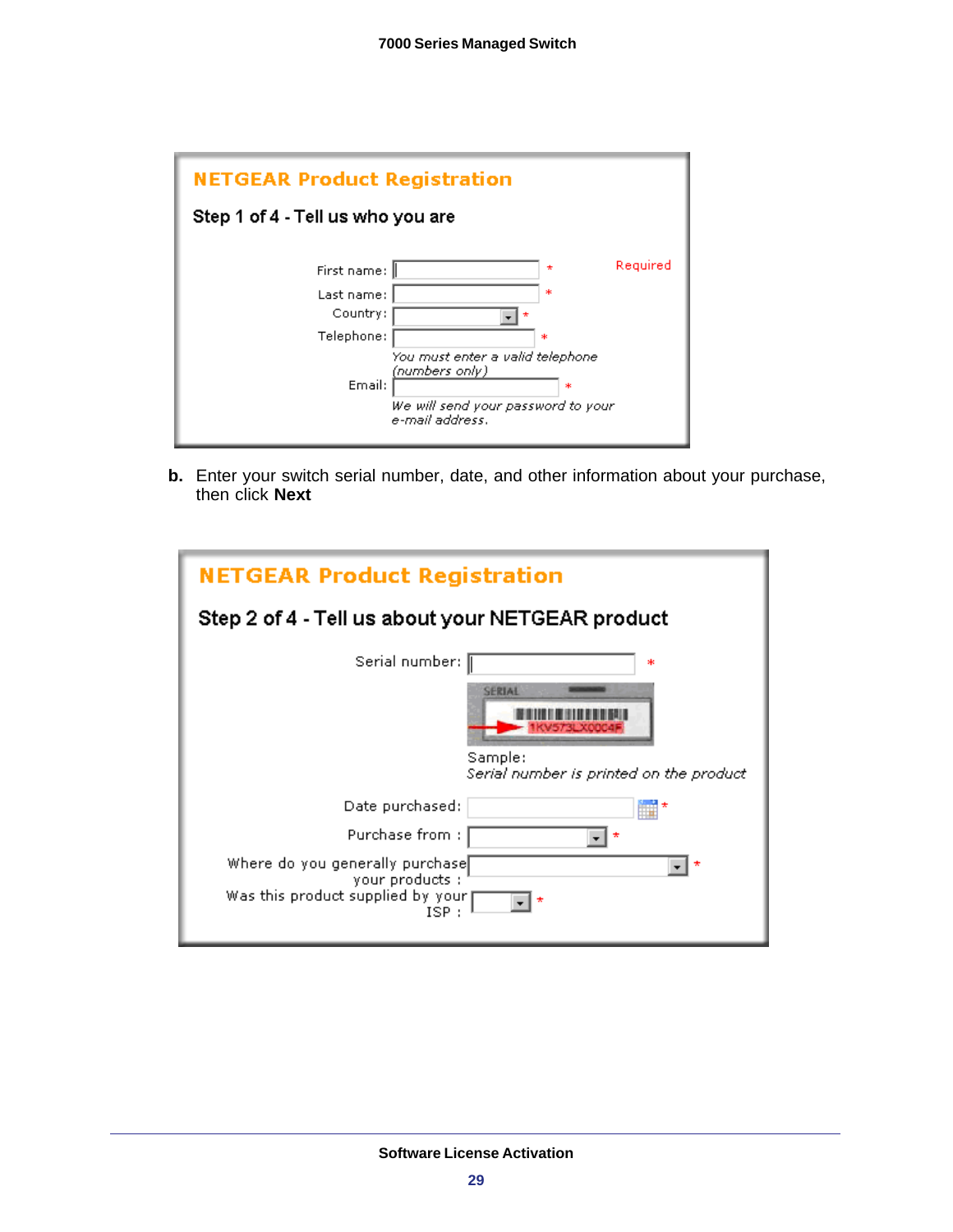**NETGEAR Product Registration**

**Step 1 of 4 - Tell us who you are**

First name: * Required

Last name: *

Country: *

Telephone: *

*You must enter a valid telephone (numbers only)*

Email: *

*We will send your password to your e-mail address.*

**b.** Enter your switch serial number, date, and other information about your purchase, then click **Next**

**NETGEAR Product Registration**

**Step 2 of 4 - Tell us about your NETGEAR product**

Serial number: *

SERIAL

1KV573LX0004F

Sample:
*Serial number is printed on the product*

Date purchased: *

Purchase from : *

Where do you generally purchase your products : *

Was this product supplied by your ISP : *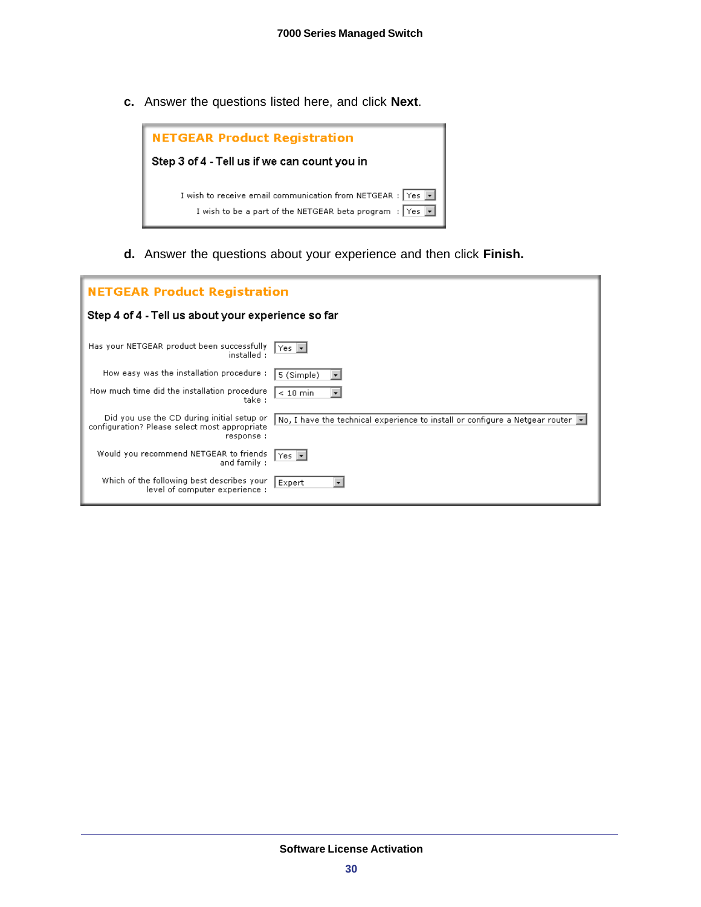c. Answer the questions listed here, and click **Next**.

**NETGEAR Product Registration**

**Step 3 of 4 - Tell us if we can count you in**

| | |
|---|---|
| I wish to receive email communication from NETGEAR : | Yes |
| I wish to be a part of the NETGEAR beta program : | Yes |

d. Answer the questions about your experience and then click **Finish.**

**NETGEAR Product Registration**

**Step 4 of 4 - Tell us about your experience so far**

| | |
|---|---|
| Has your NETGEAR product been successfully installed : | Yes |
| How easy was the installation procedure : | 5 (Simple) |
| How much time did the installation procedure take : | < 10 min |
| Did you use the CD during initial setup or configuration? Please select most appropriate response : | No, I have the technical experience to install or configure a Netgear router |
| Would you recommend NETGEAR to friends and family : | Yes |
| Which of the following best describes your level of computer experience : | Expert |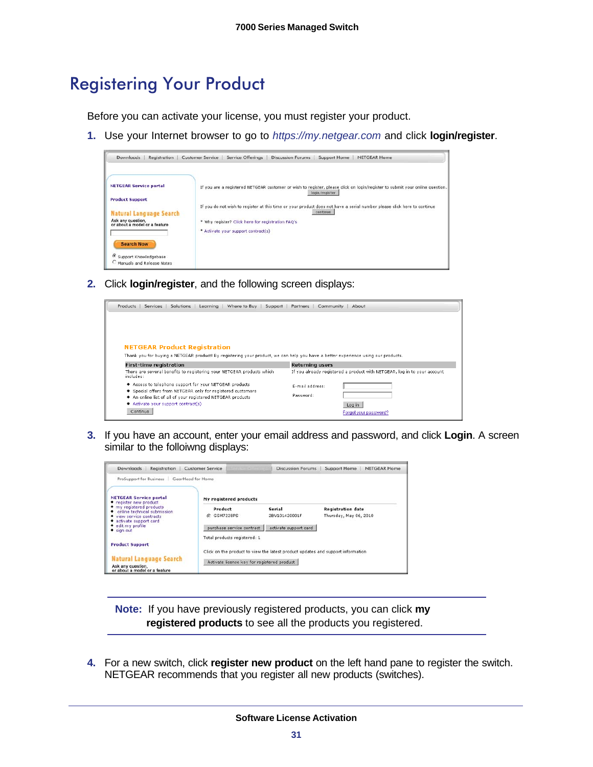# Registering Your Product

Before you can activate your license, you must register your product.

1. Use your Internet browser to go to *https://my.netgear.com* and click **login/register**.

2. Click **login/register**, and the following screen displays:

3. If you have an account, enter your email address and password, and click **Login**. A screen similar to the folloiwng displays:

**Note:** If you have previously registered products, you can click **my registered products** to see all the products you registered.

4. For a new switch, click **register new product** on the left hand pane to register the switch. NETGEAR recommends that you register all new products (switches).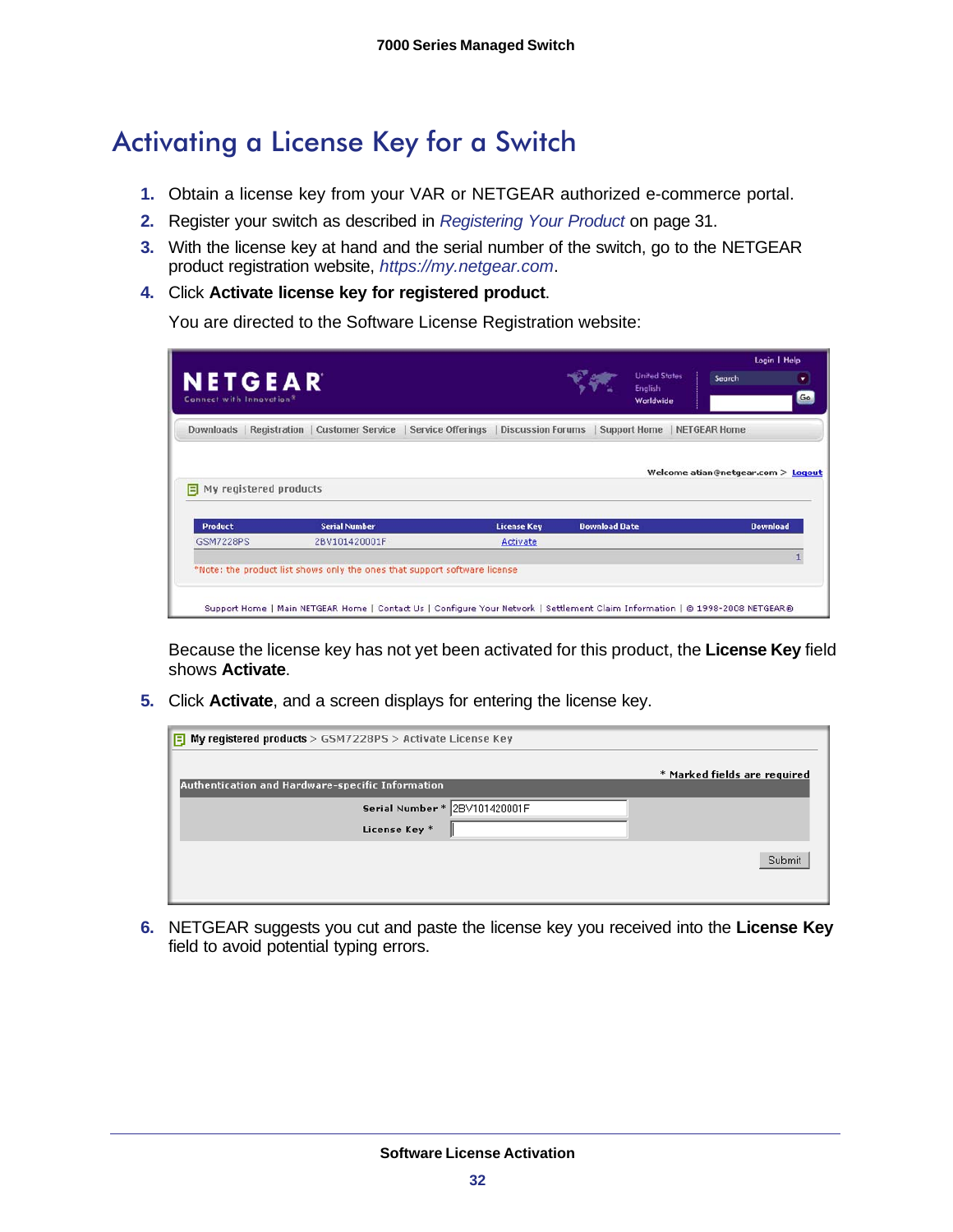# Activating a License Key for a Switch

1. Obtain a license key from your VAR or NETGEAR authorized e-commerce portal.
2. Register your switch as described in *Registering Your Product* on page 31.
3. With the license key at hand and the serial number of the switch, go to the NETGEAR product registration website, *https://my.netgear.com*.
4. Click **Activate license key for registered product**.

   You are directed to the Software License Registration website:

   Because the license key has not yet been activated for this product, the **License Key** field shows **Activate**.
5. Click **Activate**, and a screen displays for entering the license key.
6. NETGEAR suggests you cut and paste the license key you received into the **License Key** field to avoid potential typing errors.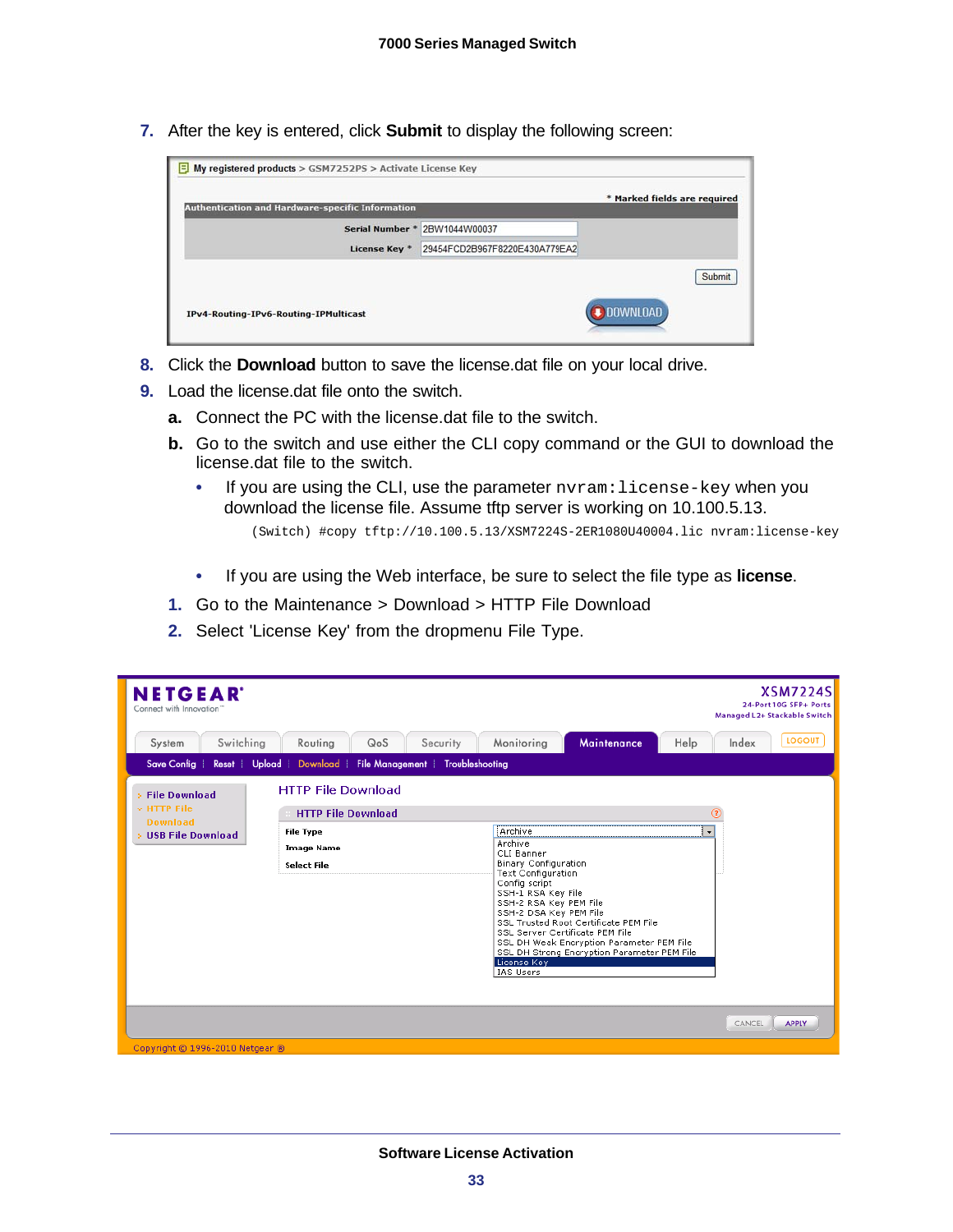7. After the key is entered, click **Submit** to display the following screen:

8. Click the **Download** button to save the license.dat file on your local drive.
9. Load the license.dat file onto the switch.
   a. Connect the PC with the license.dat file to the switch.
   b. Go to the switch and use either the CLI copy command or the GUI to download the license.dat file to the switch.
      - If you are using the CLI, use the parameter `nvram:license-key` when you download the license file. Assume tftp server is working on 10.100.5.13.

```
(Switch) #copy tftp://10.100.5.13/XSM7224S-2ER1080U40004.lic nvram:license-key
```

      - If you are using the Web interface, be sure to select the file type as **license**.

   1. Go to the Maintenance > Download > HTTP File Download
   2. Select 'License Key' from the dropmenu File Type.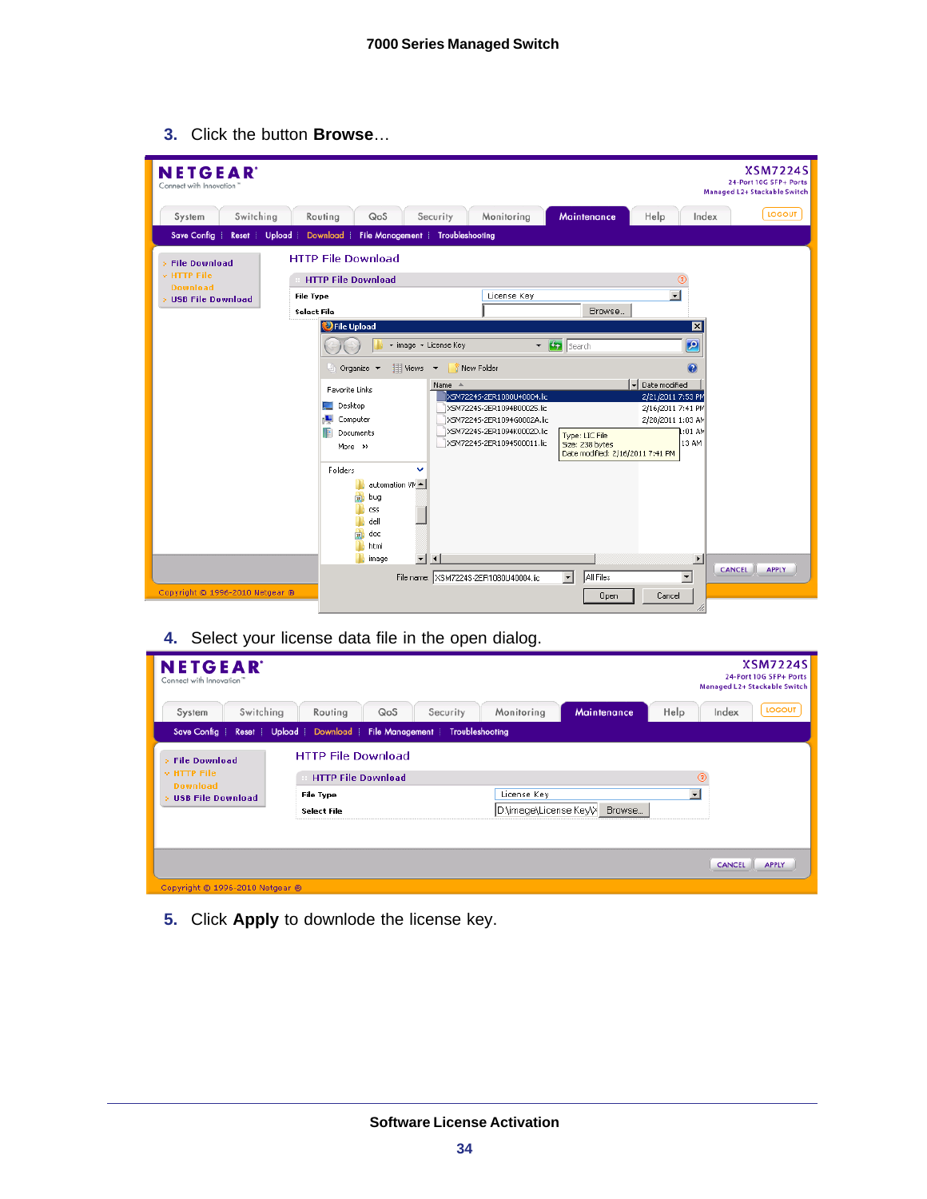3. Click the button **Browse**…

4. Select your license data file in the open dialog.

5. Click **Apply** to downlode the license key.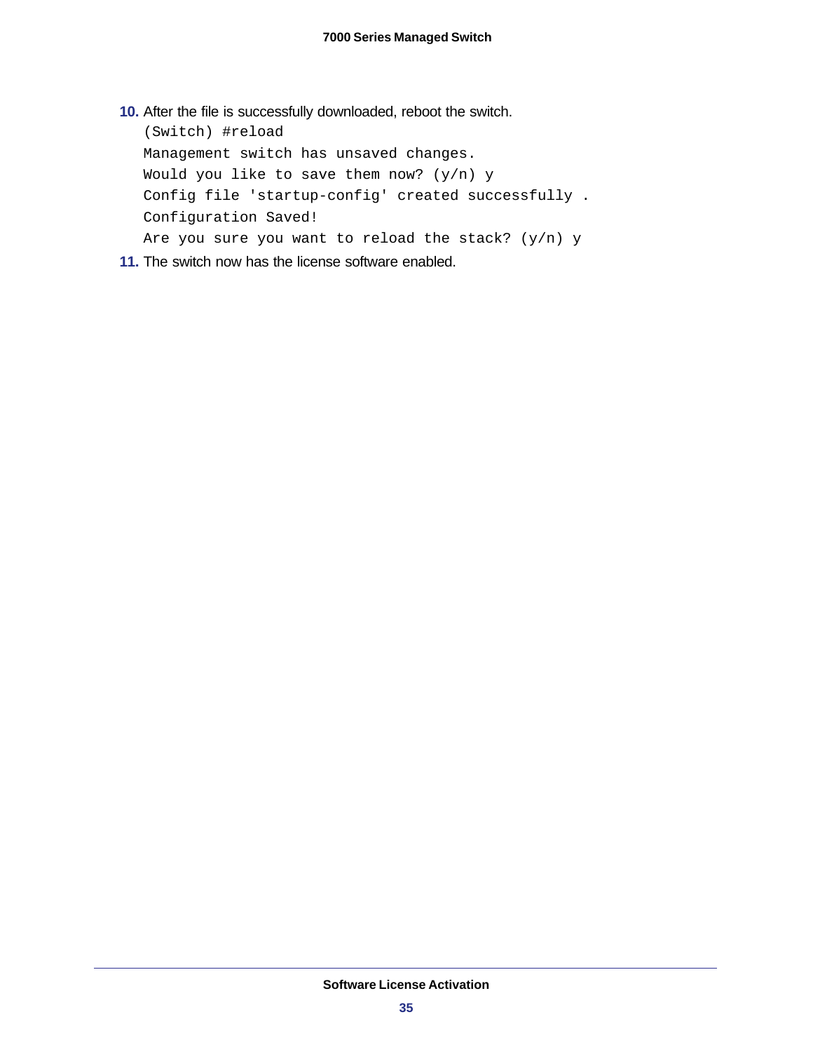10. After the file is successfully downloaded, reboot the switch.

```
(Switch) #reload
Management switch has unsaved changes.
Would you like to save them now? (y/n) y
Config file 'startup-config' created successfully .
Configuration Saved!
Are you sure you want to reload the stack? (y/n) y
```

11. The switch now has the license software enabled.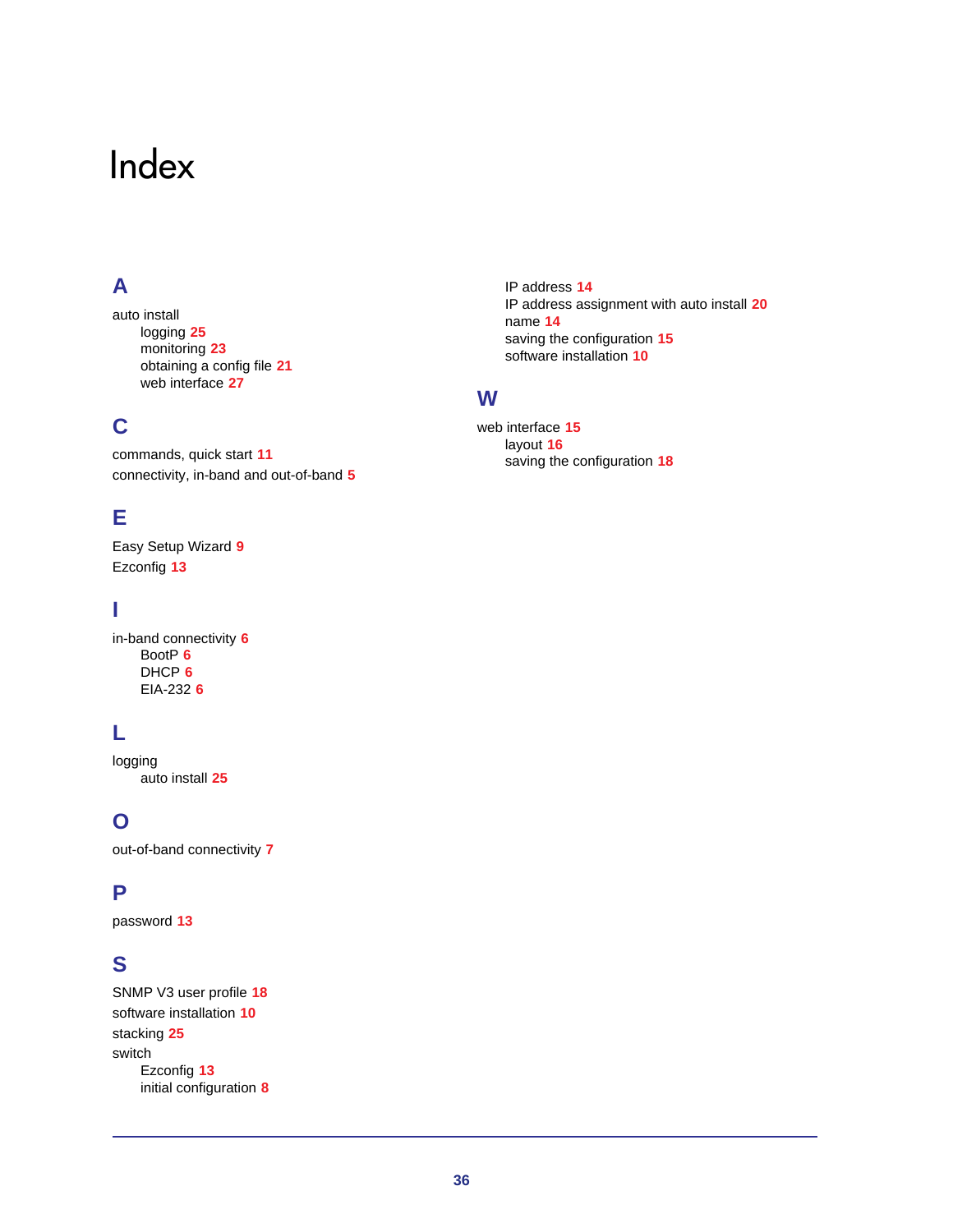# Index

## A

auto install
- logging **25**
- monitoring **23**
- obtaining a config file **21**
- web interface **27**

## C

commands, quick start **11**

connectivity, in-band and out-of-band **5**

## E

Easy Setup Wizard **9**

Ezconfig **13**

## I

in-band connectivity **6**
- BootP **6**
- DHCP **6**
- EIA-232 **6**

## L

logging
- auto install **25**

## O

out-of-band connectivity **7**

## P

password **13**

## S

SNMP V3 user profile **18**

software installation **10**

stacking **25**

switch
- Ezconfig **13**
- initial configuration **8**
- IP address **14**
- IP address assignment with auto install **20**
- name **14**
- saving the configuration **15**
- software installation **10**

## W

web interface **15**
- layout **16**
- saving the configuration **18**